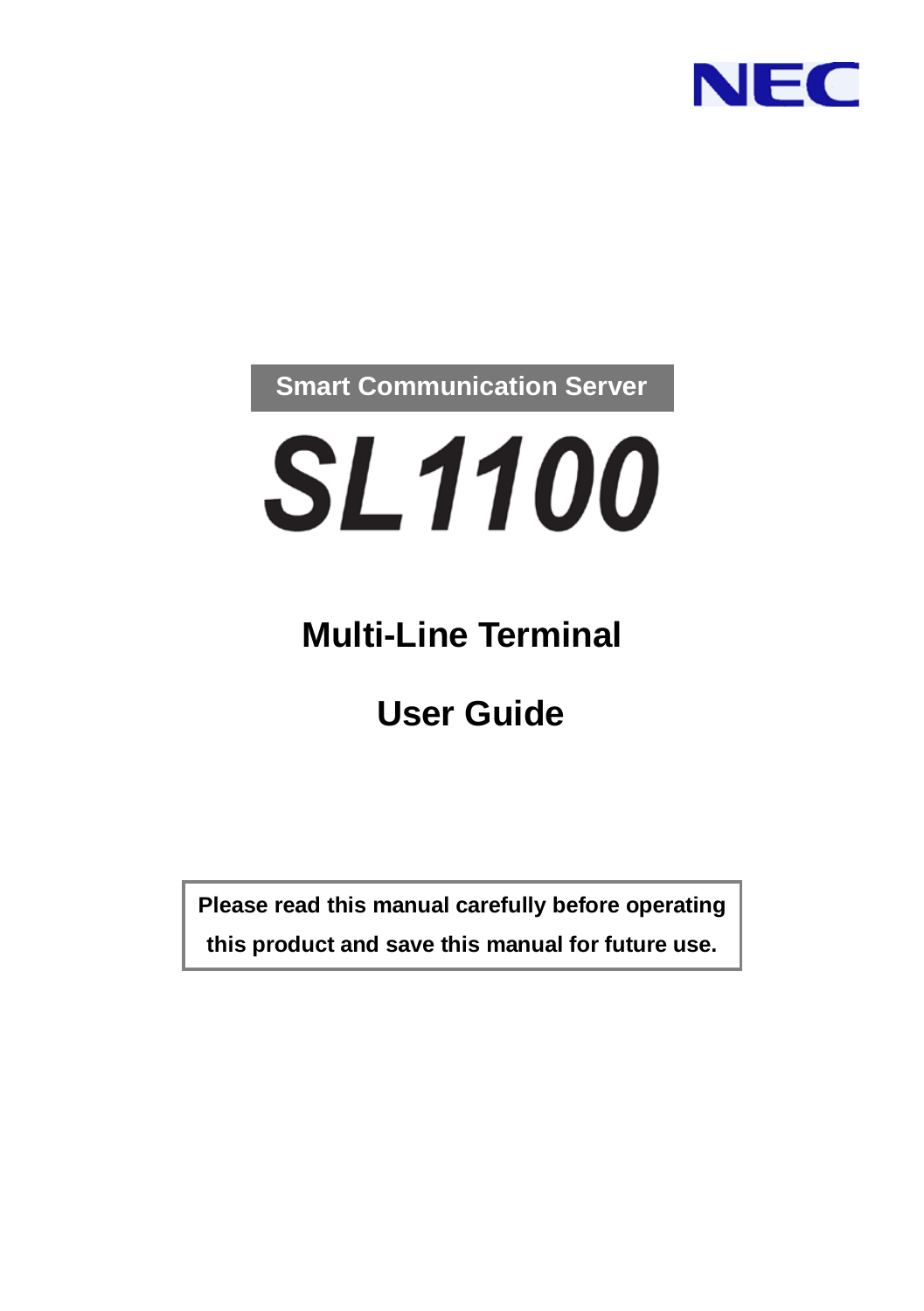NEC

Smart Communication Server

# SL1100

## Multi-Line Terminal

## User Guide

**Please read this manual carefully before operating this product and save this manual for future use.**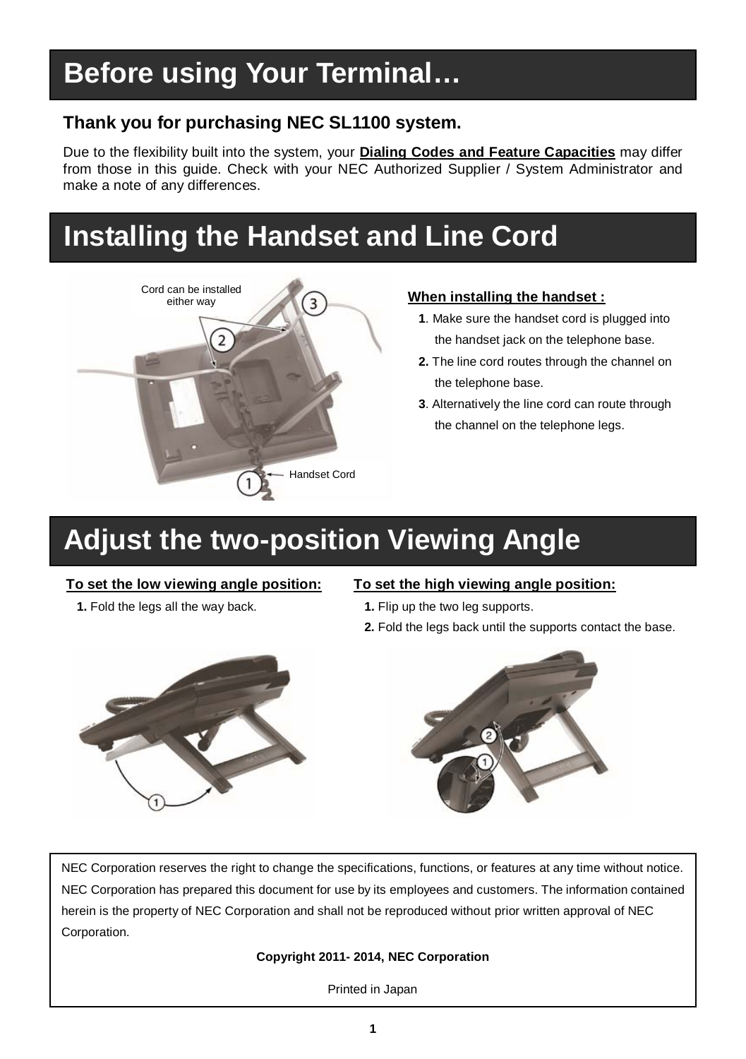# Before using Your Terminal…

**Thank you for purchasing NEC SL1100 system.**

Due to the flexibility built into the system, your **Dialing Codes and Feature Capacities** may differ from those in this guide. Check with your NEC Authorized Supplier / System Administrator and make a note of any differences.

# Installing the Handset and Line Cord

Cord can be installed either way

Handset Cord

**When installing the handset :**

1. Make sure the handset cord is plugged into the handset jack on the telephone base.
2. The line cord routes through the channel on the telephone base.
3. Alternatively the line cord can route through the channel on the telephone legs.

# Adjust the two-position Viewing Angle

**To set the low viewing angle position:**

1. Fold the legs all the way back.

**To set the high viewing angle position:**

1. Flip up the two leg supports.
2. Fold the legs back until the supports contact the base.

NEC Corporation reserves the right to change the specifications, functions, or features at any time without notice. NEC Corporation has prepared this document for use by its employees and customers. The information contained herein is the property of NEC Corporation and shall not be reproduced without prior written approval of NEC Corporation.

**Copyright 2011- 2014, NEC Corporation**

Printed in Japan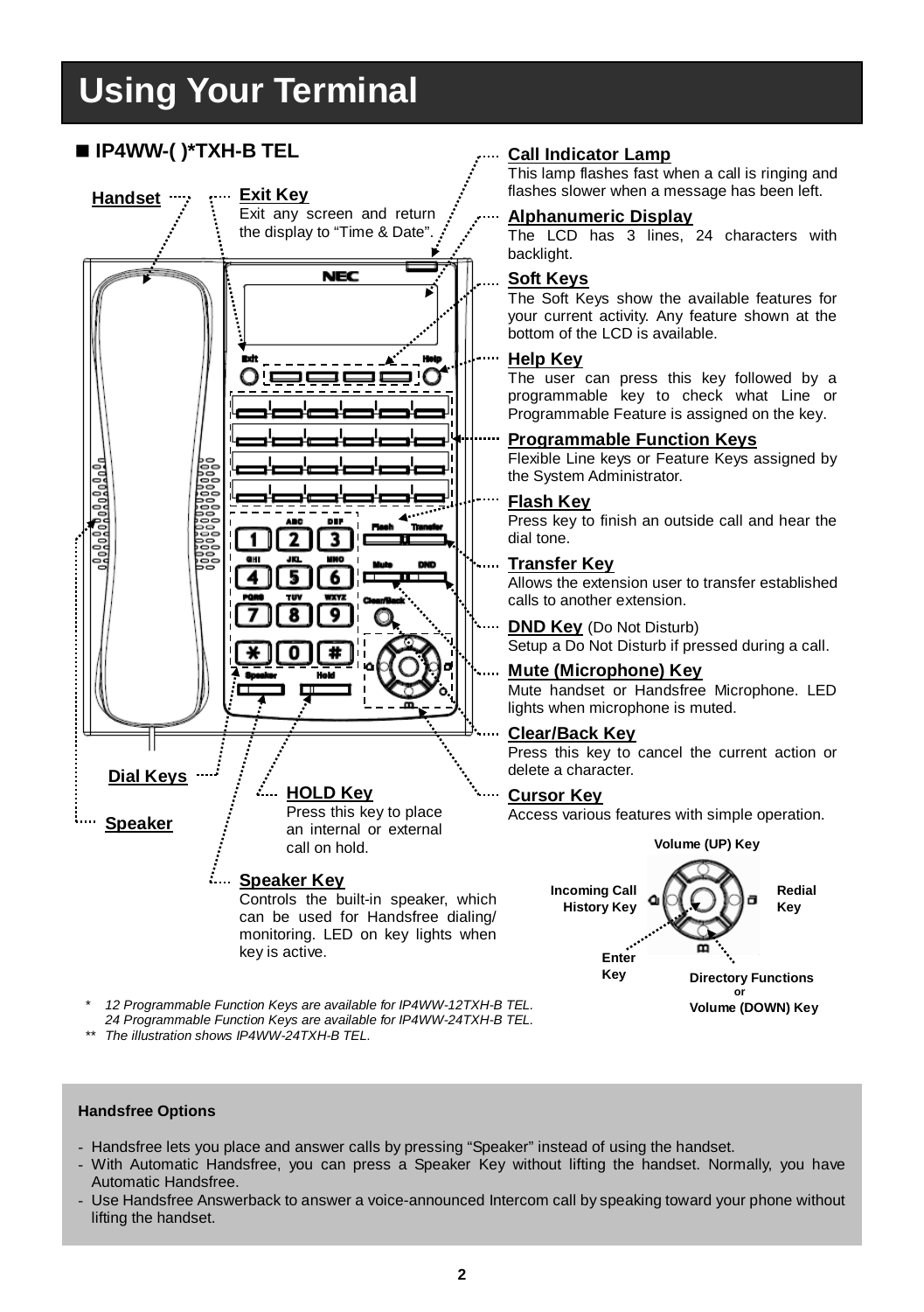# Using Your Terminal

## ■ IP4WW-( )*TXH-B TEL

**Handset**

**Exit Key**
Exit any screen and return the display to "Time & Date".

**Call Indicator Lamp**
This lamp flashes fast when a call is ringing and flashes slower when a message has been left.

**Alphanumeric Display**
The LCD has 3 lines, 24 characters with backlight.

**Soft Keys**
The Soft Keys show the available features for your current activity. Any feature shown at the bottom of the LCD is available.

**Help Key**
The user can press this key followed by a programmable key to check what Line or Programmable Feature is assigned on the key.

**Programmable Function Keys**
Flexible Line keys or Feature Keys assigned by the System Administrator.

**Flash Key**
Press key to finish an outside call and hear the dial tone.

**Transfer Key**
Allows the extension user to transfer established calls to another extension.

**DND Key** (Do Not Disturb)
Setup a Do Not Disturb if pressed during a call.

**Mute (Microphone) Key**
Mute handset or Handsfree Microphone. LED lights when microphone is muted.

**Clear/Back Key**
Press this key to cancel the current action or delete a character.

**Cursor Key**
Access various features with simple operation.

**Dial Keys**

**Speaker**

**HOLD Key**
Press this key to place an internal or external call on hold.

**Speaker Key**
Controls the built-in speaker, which can be used for Handsfree dialing/ monitoring. LED on key lights when key is active.

Volume (UP) Key

Incoming Call History Key

Redial Key

Enter Key

Directory Functions or Volume (DOWN) Key

\* *12 Programmable Function Keys are available for IP4WW-12TXH-B TEL.*
*24 Programmable Function Keys are available for IP4WW-24TXH-B TEL.*

\*\* *The illustration shows IP4WW-24TXH-B TEL.*

**Handsfree Options**

- Handsfree lets you place and answer calls by pressing "Speaker" instead of using the handset.
- With Automatic Handsfree, you can press a Speaker Key without lifting the handset. Normally, you have Automatic Handsfree.
- Use Handsfree Answerback to answer a voice-announced Intercom call by speaking toward your phone without lifting the handset.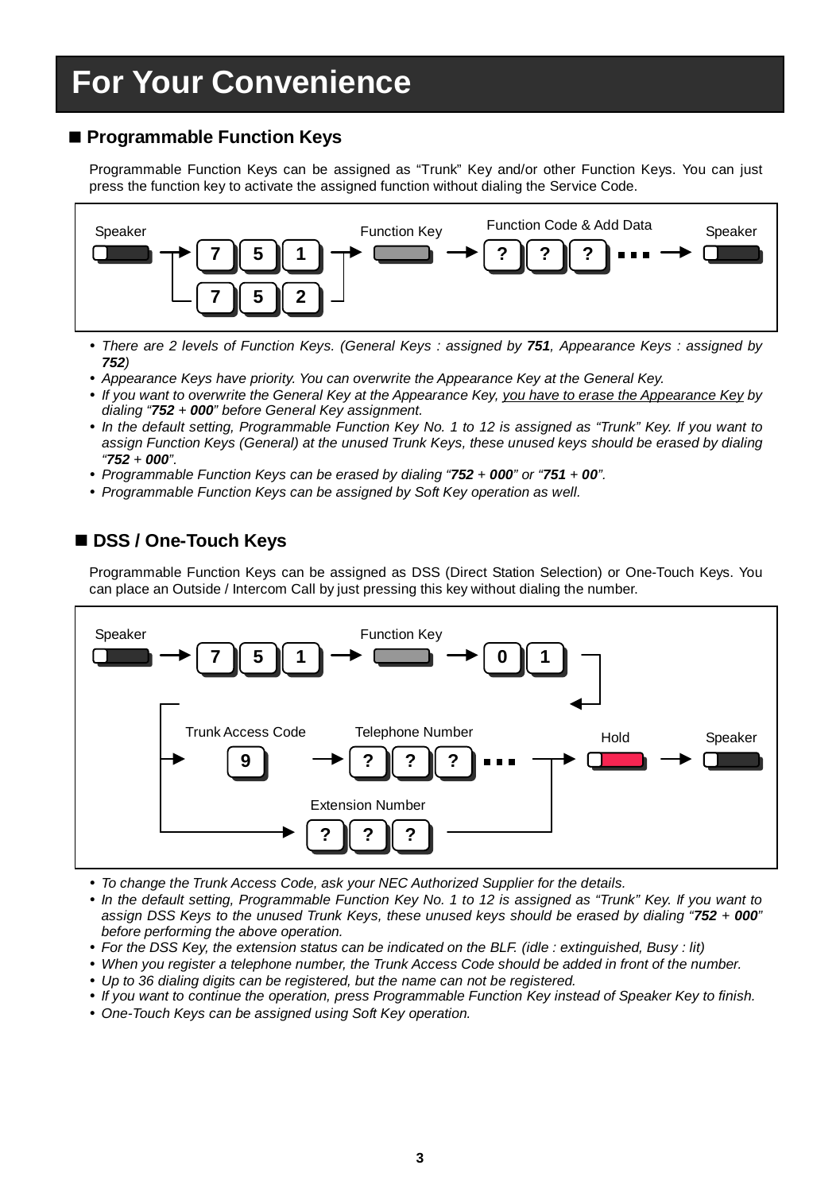# For Your Convenience

## ■ Programmable Function Keys

Programmable Function Keys can be assigned as “Trunk” Key and/or other Function Keys. You can just press the function key to activate the assigned function without dialing the Service Code.

Speaker → 7 5 1 / 7 5 2 → Function Key → Function Code & Add Data ? ? ? ... → Speaker

- *There are 2 levels of Function Keys. (General Keys : assigned by* ***751****, Appearance Keys : assigned by* ***752****)*
- *Appearance Keys have priority. You can overwrite the Appearance Key at the General Key.*
- *If you want to overwrite the General Key at the Appearance Key, you have to erase the Appearance Key by dialing “****752*** *+* ***000****” before General Key assignment.*
- *In the default setting, Programmable Function Key No. 1 to 12 is assigned as “Trunk” Key. If you want to assign Function Keys (General) at the unused Trunk Keys, these unused keys should be erased by dialing “****752*** *+* ***000****”.*
- *Programmable Function Keys can be erased by dialing “****752*** *+* ***000****” or “****751*** *+* ***00****”.*
- *Programmable Function Keys can be assigned by Soft Key operation as well.*

## ■ DSS / One-Touch Keys

Programmable Function Keys can be assigned as DSS (Direct Station Selection) or One-Touch Keys. You can place an Outside / Intercom Call by just pressing this key without dialing the number.

Speaker → 7 5 1 → Function Key → 0 1 → Trunk Access Code 9 → Telephone Number ? ? ? ... / Extension Number ? ? ? → Hold → Speaker

- *To change the Trunk Access Code, ask your NEC Authorized Supplier for the details.*
- *In the default setting, Programmable Function Key No. 1 to 12 is assigned as “Trunk” Key. If you want to assign DSS Keys to the unused Trunk Keys, these unused keys should be erased by dialing “****752*** *+* ***000****” before performing the above operation.*
- *For the DSS Key, the extension status can be indicated on the BLF. (idle : extinguished, Busy : lit)*
- *When you register a telephone number, the Trunk Access Code should be added in front of the number.*
- *Up to 36 dialing digits can be registered, but the name can not be registered.*
- *If you want to continue the operation, press Programmable Function Key instead of Speaker Key to finish.*
- *One-Touch Keys can be assigned using Soft Key operation.*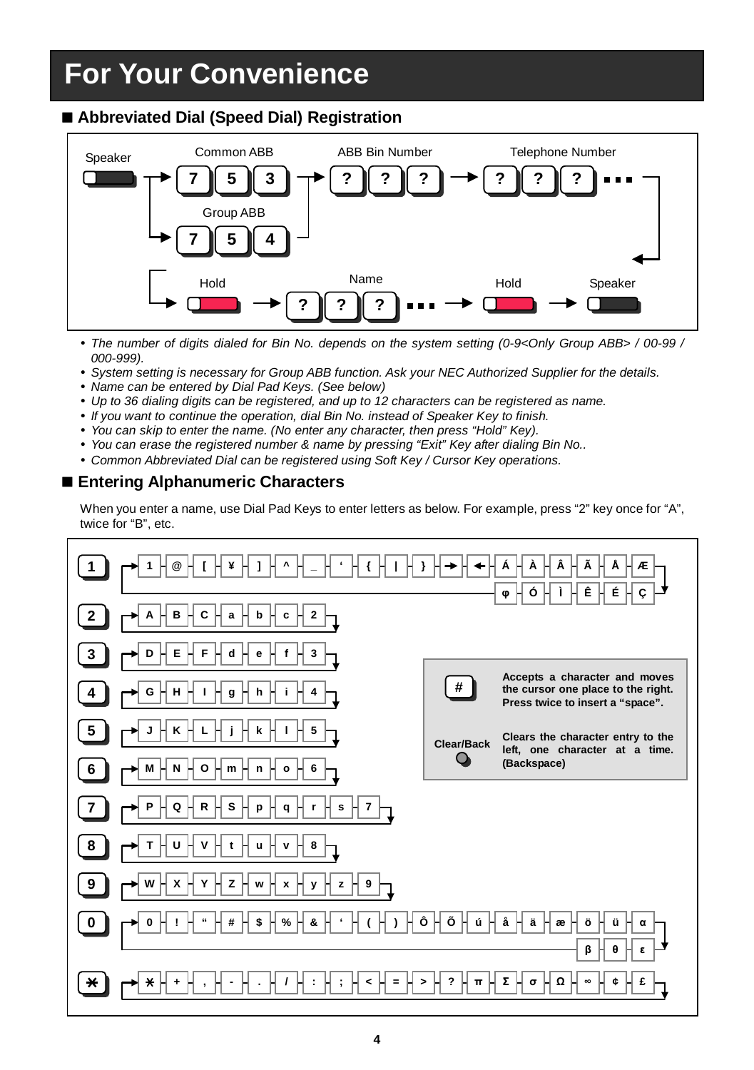# For Your Convenience

## ■ Abbreviated Dial (Speed Dial) Registration

Speaker → Common ABB **7** **5** **3** (or Group ABB **7** **5** **4**) → ABB Bin Number **?** **?** **?** → Telephone Number **?** **?** **?** ... → Hold → Name **?** **?** **?** ... → Hold → Speaker

- *The number of digits dialed for Bin No. depends on the system setting (0-9<Only Group ABB> / 00-99 / 000-999).*
- *System setting is necessary for Group ABB function. Ask your NEC Authorized Supplier for the details.*
- *Name can be entered by Dial Pad Keys. (See below)*
- *Up to 36 dialing digits can be registered, and up to 12 characters can be registered as name.*
- *If you want to continue the operation, dial Bin No. instead of Speaker Key to finish.*
- *You can skip to enter the name. (No enter any character, then press “Hold” Key).*
- *You can erase the registered number & name by pressing “Exit” Key after dialing Bin No..*
- *Common Abbreviated Dial can be registered using Soft Key / Cursor Key operations.*

## ■ Entering Alphanumeric Characters

When you enter a name, use Dial Pad Keys to enter letters as below. For example, press “2” key once for “A”, twice for “B”, etc.

| Key | Characters (in order of presses) |
|---|---|
| 1 | 1 @ [ ¥ ] ^ _ ‘ { \| } → ← Á À Â Ã Å Æ φ Ó Ì Ê É Ç |
| 2 | A B C a b c 2 |
| 3 | D E F d e f 3 |
| 4 | G H I g h i 4 |
| 5 | J K L j k l 5 |
| 6 | M N O m n o 6 |
| 7 | P Q R S p q r s 7 |
| 8 | T U V t u v 8 |
| 9 | W X Y Z w x y z 9 |
| 0 | 0 ! “ # $ % & ‘ ( ) Ô Õ ú å ä æ ö ü α β θ ε |
| * | * + , - . / : ; < = > ? π Σ σ Ω ∞ ¢ £ |

**#** – **Accepts a character and moves the cursor one place to the right. Press twice to insert a “space”.**

**Clear/Back** – **Clears the character entry to the left, one character at a time. (Backspace)**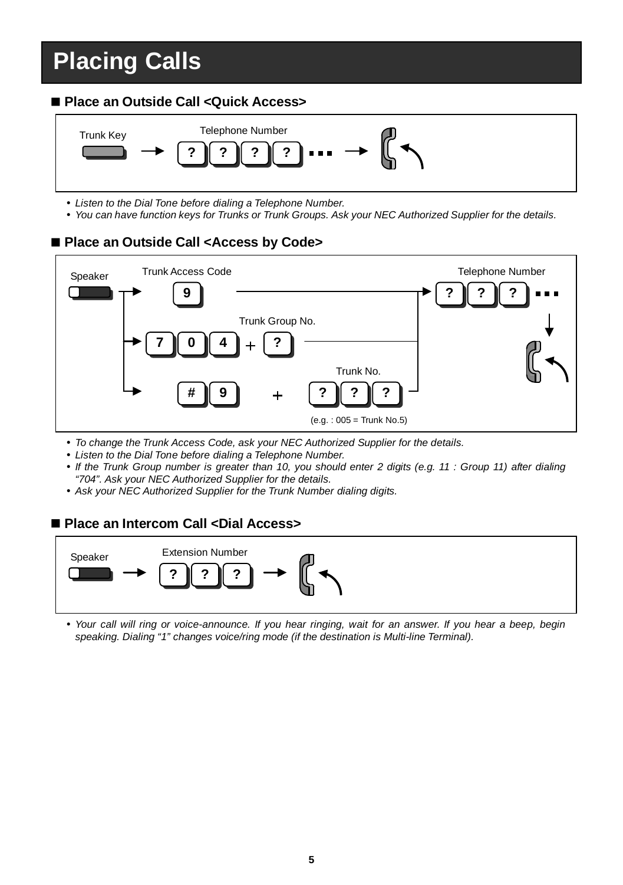// Placing Calls

## Placing Calls

### ■ Place an Outside Call <Quick Access>

Trunk Key → Telephone Number [?][?][?][?] ... → (lift handset)

- *Listen to the Dial Tone before dialing a Telephone Number.*
- *You can have function keys for Trunks or Trunk Groups. Ask your NEC Authorized Supplier for the details.*

### ■ Place an Outside Call <Access by Code>

Speaker →
- Trunk Access Code [9] → Telephone Number [?][?][?] ...
- [7][0][4] + Trunk Group No. [?] → Telephone Number [?][?][?] ...
- [#][9] + Trunk No. [?][?][?] (e.g. : 005 = Trunk No.5) → Telephone Number [?][?][?] ...

→ (lift handset)

- *To change the Trunk Access Code, ask your NEC Authorized Supplier for the details.*
- *Listen to the Dial Tone before dialing a Telephone Number.*
- *If the Trunk Group number is greater than 10, you should enter 2 digits (e.g. 11 : Group 11) after dialing "704". Ask your NEC Authorized Supplier for the details.*
- *Ask your NEC Authorized Supplier for the Trunk Number dialing digits.*

### ■ Place an Intercom Call <Dial Access>

Speaker → Extension Number [?][?][?] → (lift handset)

- *Your call will ring or voice-announce. If you hear ringing, wait for an answer. If you hear a beep, begin speaking. Dialing "1" changes voice/ring mode (if the destination is Multi-line Terminal).*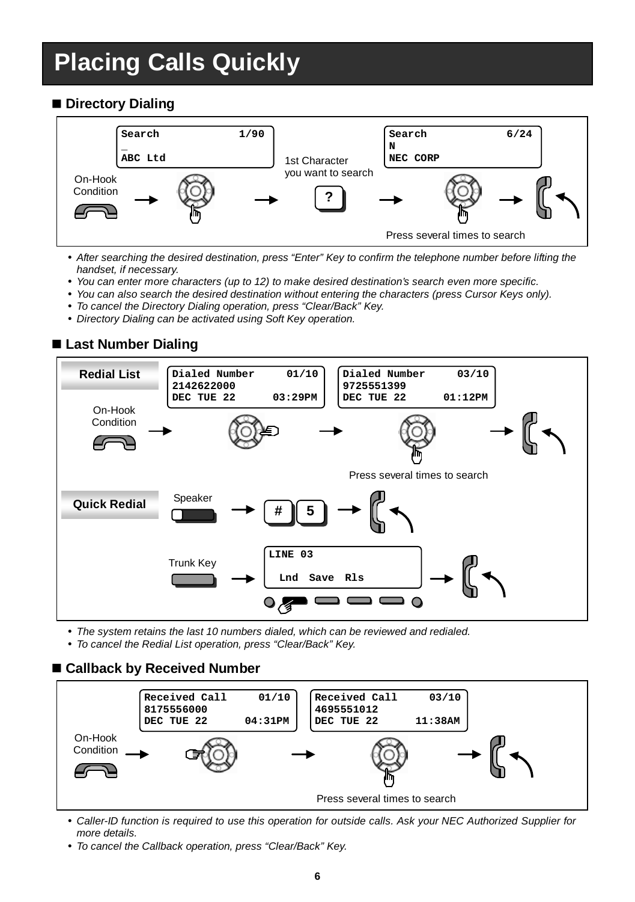# Placing Calls Quickly

## ■ Directory Dialing

```
Search            1/90
_
ABC Ltd
```

On-Hook Condition → [Cursor Key] → 1st Character you want to search [?] →

```
Search            6/24
N
NEC CORP
```

[Cursor Key] → [Lift handset]

Press several times to search

- *After searching the desired destination, press "Enter" Key to confirm the telephone number before lifting the handset, if necessary.*
- *You can enter more characters (up to 12) to make desired destination's search even more specific.*
- *You can also search the desired destination without entering the characters (press Cursor Keys only).*
- *To cancel the Directory Dialing operation, press "Clear/Back" Key.*
- *Directory Dialing can be activated using Soft Key operation.*

## ■ Last Number Dialing

**Redial List**

On-Hook Condition → [Cursor Key] →

```
Dialed Number     01/10
2142622000
DEC TUE 22      03:29PM
```

→ [Cursor Key] →

```
Dialed Number     03/10
9725551399
DEC TUE 22      01:12PM
```

→ [Lift handset]

Press several times to search

**Quick Redial**

Speaker → [#] [5] → [Lift handset]

Trunk Key →

```
LINE 03

 Lnd  Save  Rls
```

→ [Lift handset]

- *The system retains the last 10 numbers dialed, which can be reviewed and redialed.*
- *To cancel the Redial List operation, press "Clear/Back" Key.*

## ■ Callback by Received Number

On-Hook Condition → [Cursor Key] →

```
Received Call     01/10
8175556000
DEC TUE 22      04:31PM
```

→ [Cursor Key] →

```
Received Call     03/10
4695551012
DEC TUE 22      11:38AM
```

→ [Lift handset]

Press several times to search

- *Caller-ID function is required to use this operation for outside calls. Ask your NEC Authorized Supplier for more details.*
- *To cancel the Callback operation, press "Clear/Back" Key.*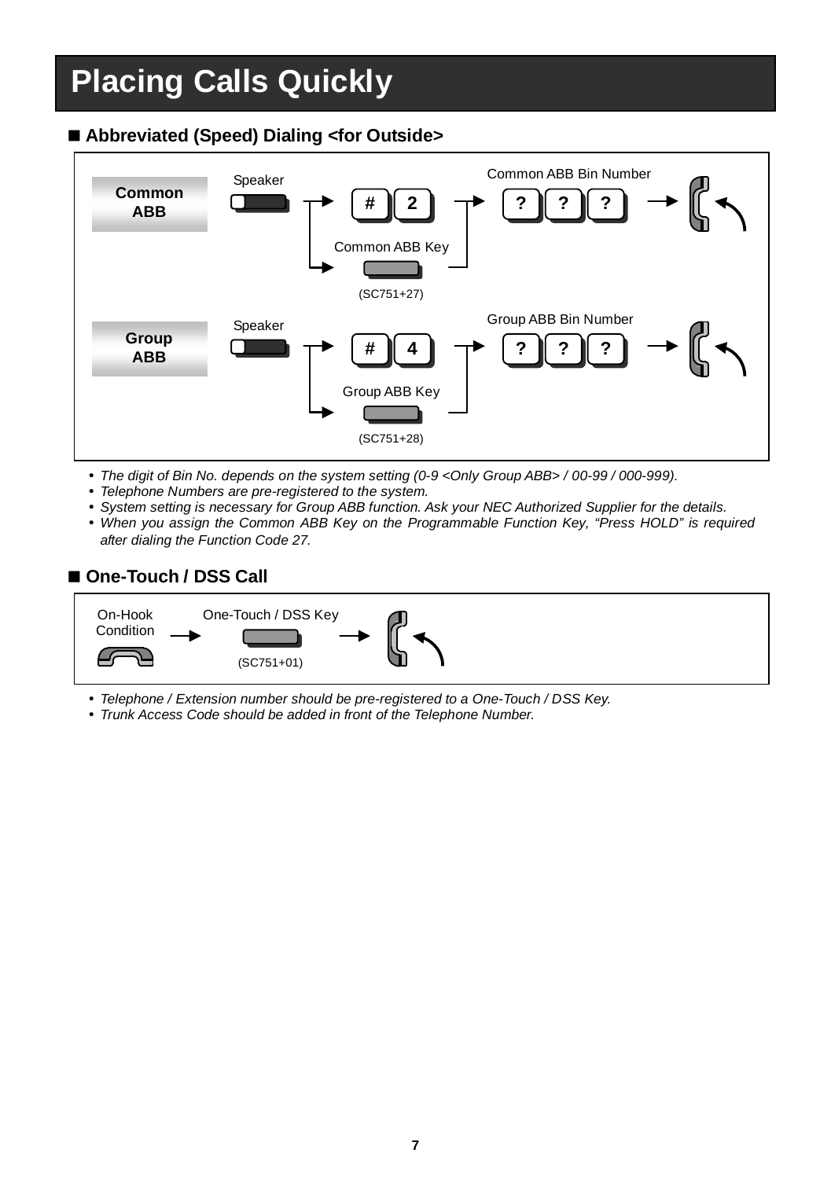# Placing Calls Quickly

## ■ Abbreviated (Speed) Dialing <for Outside>

**Common ABB**

Speaker → # 2 (or Common ABB Key (SC751+27)) → Common ABB Bin Number ? ? ? → (handset)

**Group ABB**

Speaker → # 4 (or Group ABB Key (SC751+28)) → Group ABB Bin Number ? ? ? → (handset)

- *The digit of Bin No. depends on the system setting (0-9 <Only Group ABB> / 00-99 / 000-999).*
- *Telephone Numbers are pre-registered to the system.*
- *System setting is necessary for Group ABB function. Ask your NEC Authorized Supplier for the details.*
- *When you assign the Common ABB Key on the Programmable Function Key, "Press HOLD" is required after dialing the Function Code 27.*

## ■ One-Touch / DSS Call

On-Hook Condition → One-Touch / DSS Key (SC751+01) → (handset)

- *Telephone / Extension number should be pre-registered to a One-Touch / DSS Key.*
- *Trunk Access Code should be added in front of the Telephone Number.*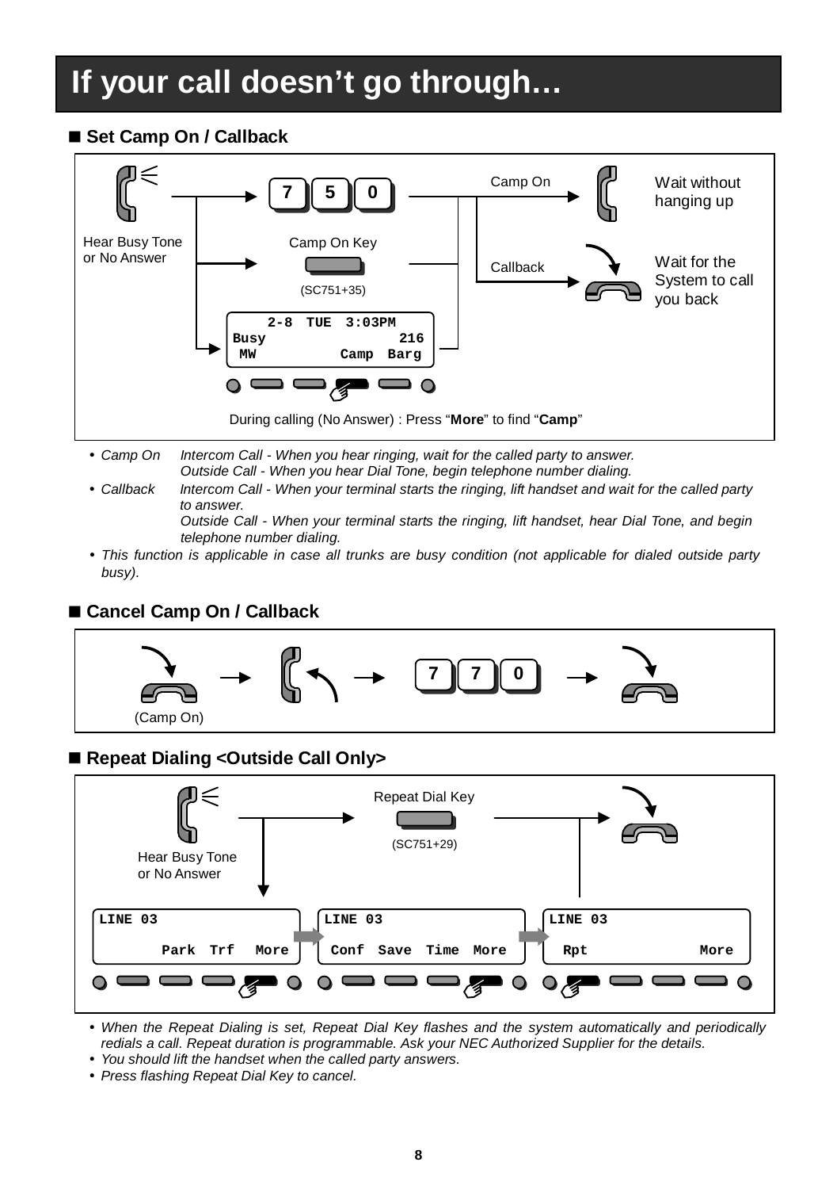# If your call doesn't go through…

## ■ Set Camp On / Callback

Hear Busy Tone or No Answer

7 5 0

Camp On Key

(SC751+35)

```
   2-8  TUE  3:03PM
Busy              216
 MW          Camp  Barg
```

During calling (No Answer) : Press "**More**" to find "**Camp**"

Camp On — Wait without hanging up

Callback — Wait for the System to call you back

- *Camp On* *Intercom Call - When you hear ringing, wait for the called party to answer.*
  *Outside Call - When you hear Dial Tone, begin telephone number dialing.*
- *Callback* *Intercom Call - When your terminal starts the ringing, lift handset and wait for the called party to answer.*
  *Outside Call - When your terminal starts the ringing, lift handset, hear Dial Tone, and begin telephone number dialing.*
- *This function is applicable in case all trunks are busy condition (not applicable for dialed outside party busy).*

## ■ Cancel Camp On / Callback

(Camp On) → → 7 7 0 →

## ■ Repeat Dialing <Outside Call Only>

Hear Busy Tone or No Answer

Repeat Dial Key

(SC751+29)

```
LINE 03
       Park  Trf   More
```

```
LINE 03
Conf  Save  Time  More
```

```
LINE 03
 Rpt              More
```

- *When the Repeat Dialing is set, Repeat Dial Key flashes and the system automatically and periodically redials a call. Repeat duration is programmable. Ask your NEC Authorized Supplier for the details.*
- *You should lift the handset when the called party answers.*
- *Press flashing Repeat Dial Key to cancel.*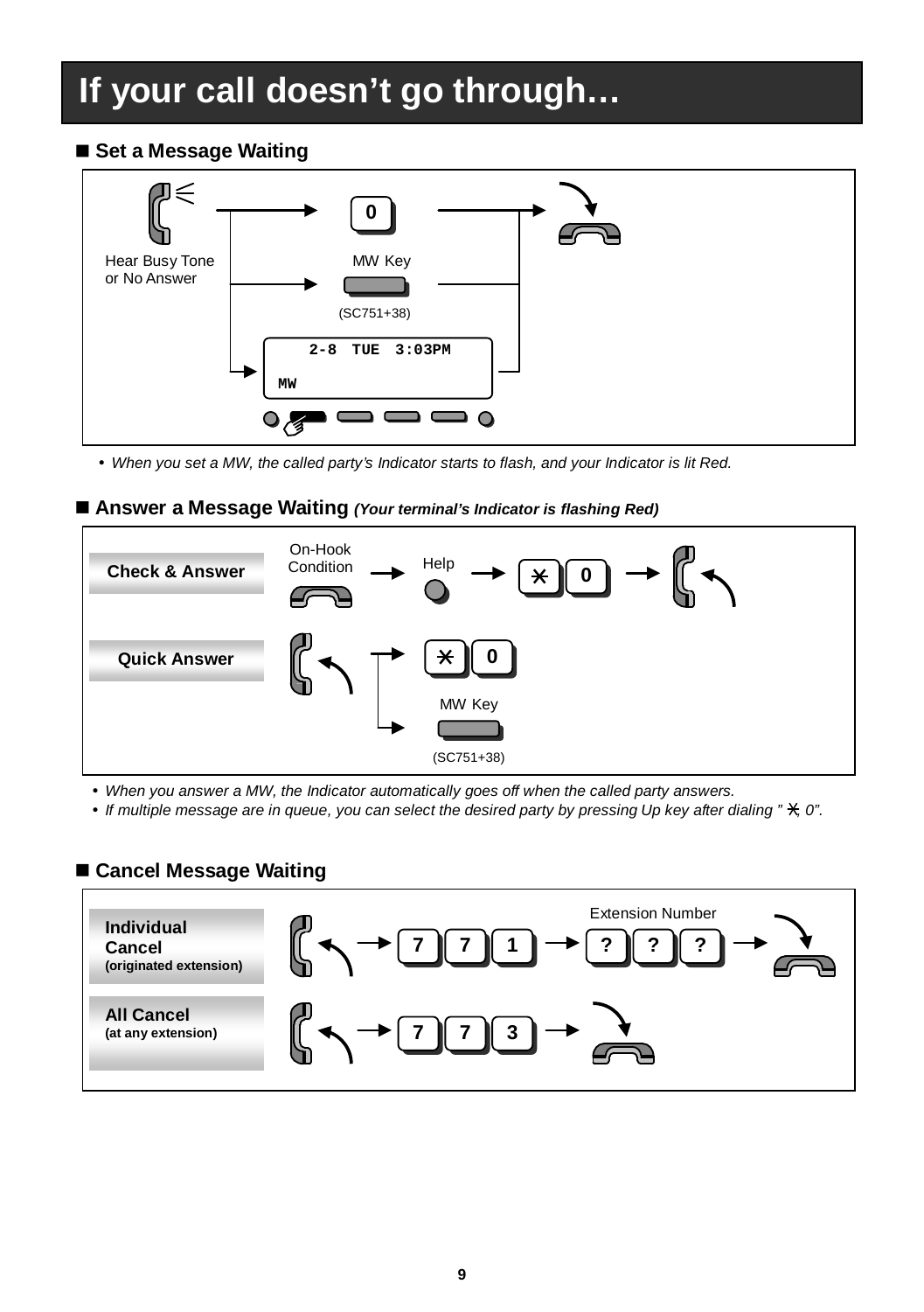# If your call doesn't go through…

## ■ Set a Message Waiting

Hear Busy Tone or No Answer → 0 / MW Key (SC751+38) / Display: `2-8 TUE 3:03PM` `MW` → hang up

- *When you set a MW, the called party's Indicator starts to flash, and your Indicator is lit Red.*

## ■ Answer a Message Waiting *(Your terminal's Indicator is flashing Red)*

**Check & Answer**: On-Hook Condition → Help → ✳ 0 → lift handset

**Quick Answer**: lift handset → ✳ 0 / MW Key (SC751+38)

- *When you answer a MW, the Indicator automatically goes off when the called party answers.*
- *If multiple message are in queue, you can select the desired party by pressing Up key after dialing "✳ 0".*

## ■ Cancel Message Waiting

**Individual Cancel (originated extension)**: lift handset → 7 7 1 → Extension Number ? ? ? → hang up

**All Cancel (at any extension)**: lift handset → 7 7 3 → hang up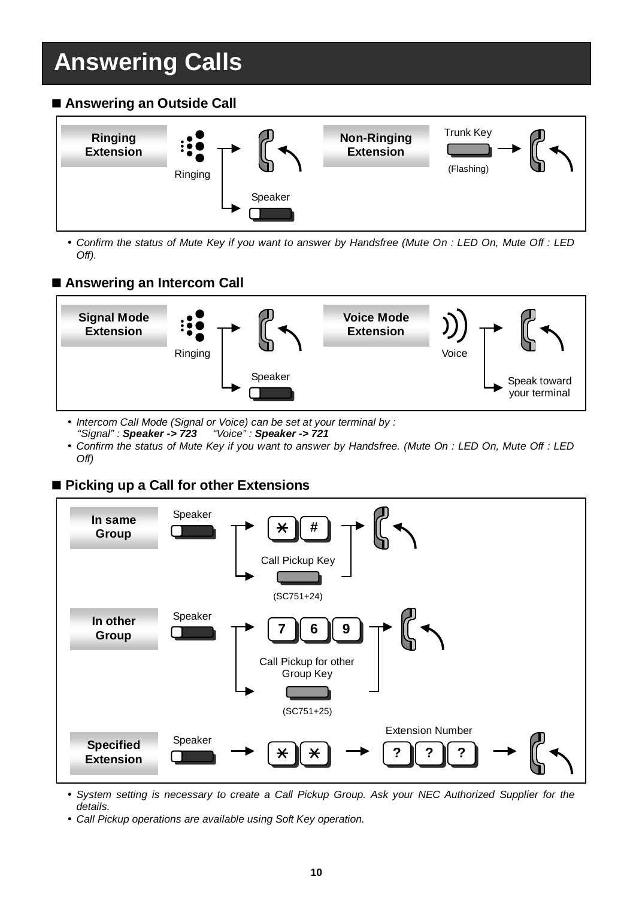# Answering Calls

## ■ Answering an Outside Call

**Ringing Extension**: Ringing → Handset off-hook, or → Speaker

**Non-Ringing Extension**: Trunk Key (Flashing) → Handset off-hook

- *Confirm the status of Mute Key if you want to answer by Handsfree (Mute On : LED On, Mute Off : LED Off).*

## ■ Answering an Intercom Call

**Signal Mode Extension**: Ringing → Handset off-hook, or → Speaker

**Voice Mode Extension**: Voice → Handset off-hook, or → Speak toward your terminal

- *Intercom Call Mode (Signal or Voice) can be set at your terminal by :*
  *"Signal" : **Speaker -> 723** "Voice" : **Speaker -> 721***
- *Confirm the status of Mute Key if you want to answer by Handsfree. (Mute On : LED On, Mute Off : LED Off)*

## ■ Picking up a Call for other Extensions

**In same Group**: Speaker → * # → Handset off-hook, or → Call Pickup Key (SC751+24)

**In other Group**: Speaker → 7 6 9 → Handset off-hook, or → Call Pickup for other Group Key (SC751+25)

**Specified Extension**: Speaker → * * → Extension Number ? ? ? → Handset off-hook

- *System setting is necessary to create a Call Pickup Group. Ask your NEC Authorized Supplier for the details.*
- *Call Pickup operations are available using Soft Key operation.*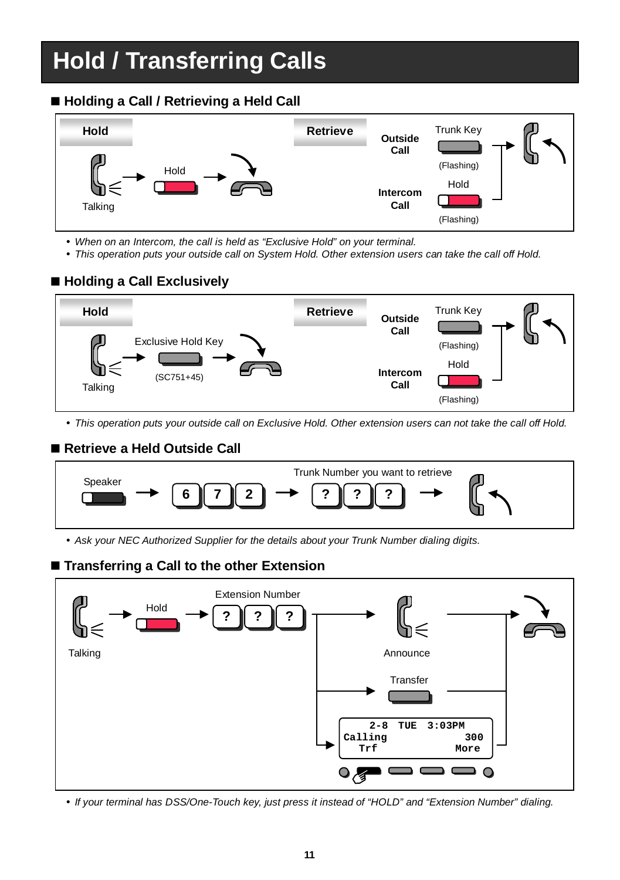# Hold / Transferring Calls

## Holding a Call / Retrieving a Held Call

**Hold**

Talking → Hold → (hang up)

**Retrieve**

**Outside Call**: Trunk Key (Flashing) → (lift handset)

**Intercom Call**: Hold (Flashing) → (lift handset)

- *When on an Intercom, the call is held as "Exclusive Hold" on your terminal.*
- *This operation puts your outside call on System Hold. Other extension users can take the call off Hold.*

## Holding a Call Exclusively

**Hold**

Talking → Exclusive Hold Key (SC751+45) → (hang up)

**Retrieve**

**Outside Call**: Trunk Key (Flashing) → (lift handset)

**Intercom Call**: Hold (Flashing) → (lift handset)

- *This operation puts your outside call on Exclusive Hold. Other extension users can not take the call off Hold.*

## Retrieve a Held Outside Call

Speaker → 6 7 2 → ? ? ? (Trunk Number you want to retrieve) → (lift handset)

- *Ask your NEC Authorized Supplier for the details about your Trunk Number dialing digits.*

## Transferring a Call to the other Extension

Talking → Hold → ? ? ? (Extension Number) →

- Announce → (hang up)
- Transfer → (hang up)
- Display soft key "Trf" → (hang up)

```
   2-8  TUE  3:03PM
Calling          300
  Trf           More
```

- *If your terminal has DSS/One-Touch key, just press it instead of "HOLD" and "Extension Number" dialing.*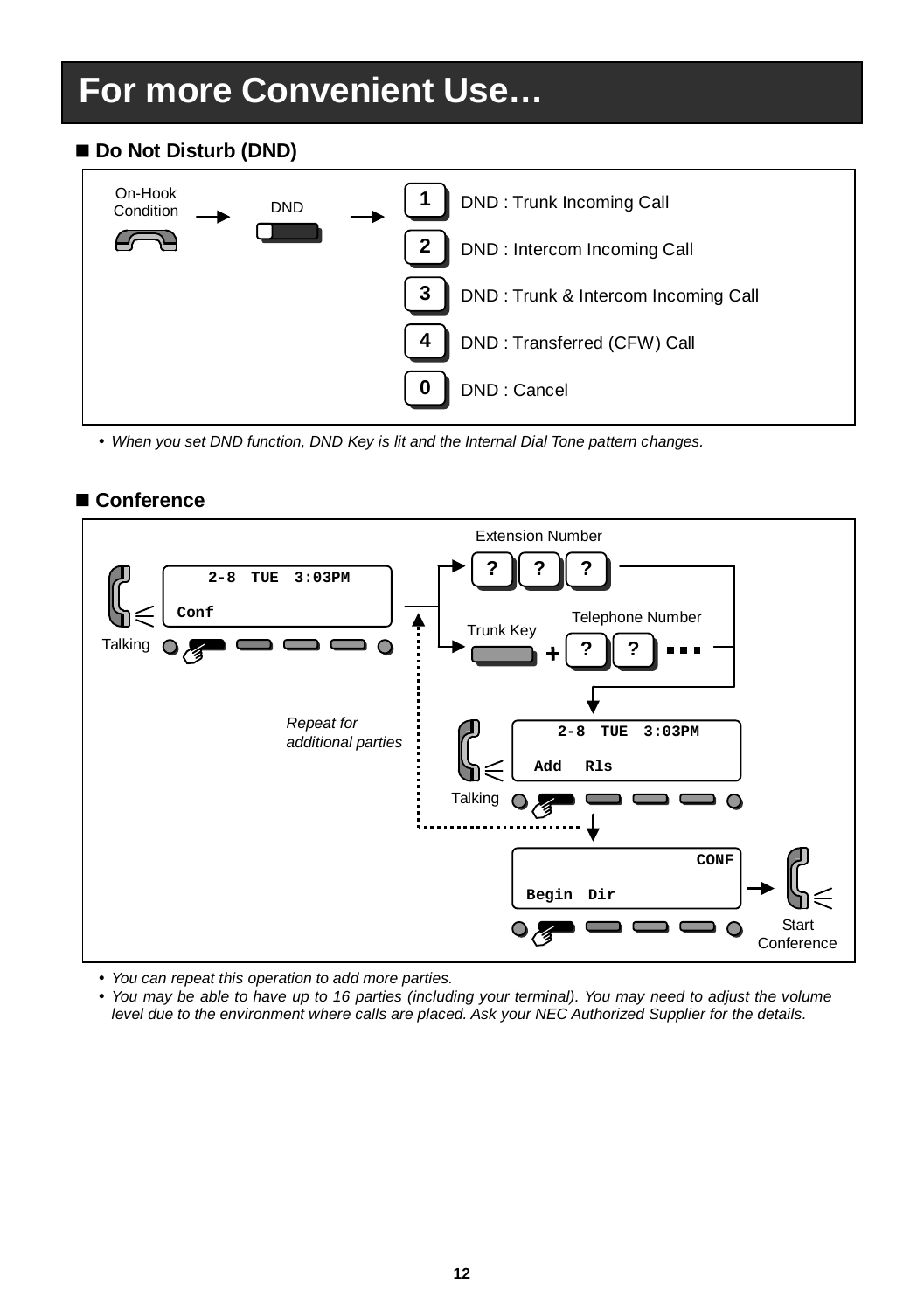# For more Convenient Use…

## ■ Do Not Disturb (DND)

On-Hook Condition → DND →

| Key | Function |
|---|---|
| 1 | DND : Trunk Incoming Call |
| 2 | DND : Intercom Incoming Call |
| 3 | DND : Trunk & Intercom Incoming Call |
| 4 | DND : Transferred (CFW) Call |
| 0 | DND : Cancel |

- *When you set DND function, DND Key is lit and the Internal Dial Tone pattern changes.*

## ■ Conference

Talking

```
    2-8  TUE  3:03PM
Conf
```

Extension Number: ? ? ?

Trunk Key + Telephone Number: ? ? ...

*Repeat for additional parties*

Talking

```
    2-8  TUE  3:03PM
 Add   Rls
```

```
                CONF
Begin  Dir
```

Start Conference

- *You can repeat this operation to add more parties.*
- *You may be able to have up to 16 parties (including your terminal). You may need to adjust the volume level due to the environment where calls are placed. Ask your NEC Authorized Supplier for the details.*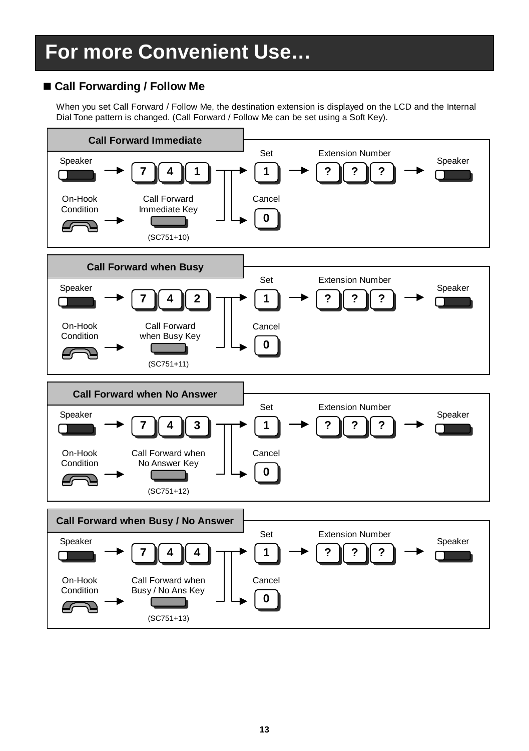# For more Convenient Use…

## ■ Call Forwarding / Follow Me

When you set Call Forward / Follow Me, the destination extension is displayed on the LCD and the Internal Dial Tone pattern is changed. (Call Forward / Follow Me can be set using a Soft Key).

### Call Forward Immediate

Speaker → 7 4 1 → Set: 1 → Extension Number: ? ? ? → Speaker

On-Hook Condition → Call Forward Immediate Key (SC751+10) → Cancel: 0

### Call Forward when Busy

Speaker → 7 4 2 → Set: 1 → Extension Number: ? ? ? → Speaker

On-Hook Condition → Call Forward when Busy Key (SC751+11) → Cancel: 0

### Call Forward when No Answer

Speaker → 7 4 3 → Set: 1 → Extension Number: ? ? ? → Speaker

On-Hook Condition → Call Forward when No Answer Key (SC751+12) → Cancel: 0

### Call Forward when Busy / No Answer

Speaker → 7 4 4 → Set: 1 → Extension Number: ? ? ? → Speaker

On-Hook Condition → Call Forward when Busy / No Ans Key (SC751+13) → Cancel: 0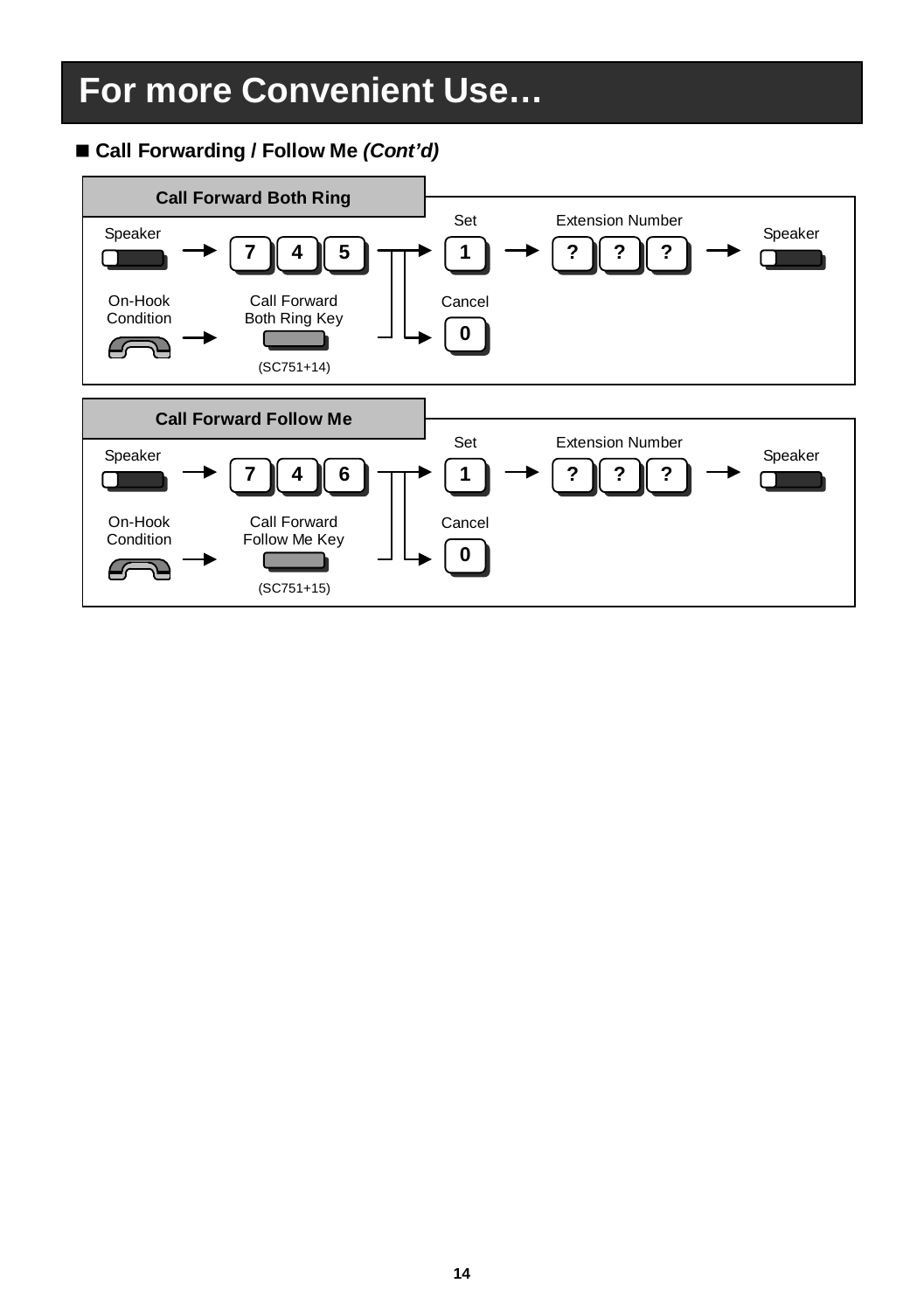# For more Convenient Use…

## ■ Call Forwarding / Follow Me *(Cont'd)*

### Call Forward Both Ring

Speaker → 7 4 5 → Set: 1 → Extension Number: ? ? ? → Speaker

On-Hook Condition → Call Forward Both Ring Key (SC751+14) → Cancel: 0

### Call Forward Follow Me

Speaker → 7 4 6 → Set: 1 → Extension Number: ? ? ? → Speaker

On-Hook Condition → Call Forward Follow Me Key (SC751+15) → Cancel: 0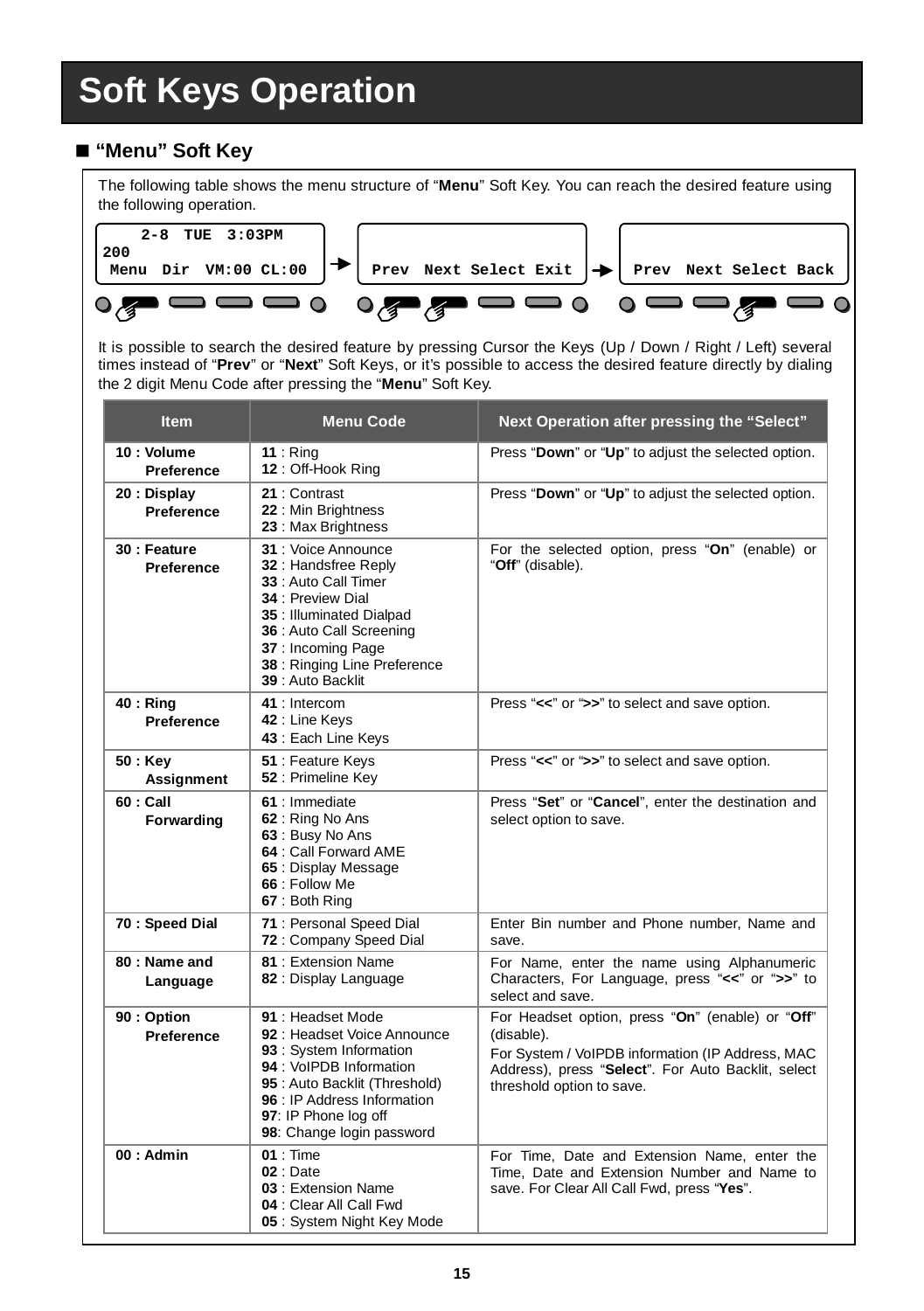# Soft Keys Operation

## ■ "Menu" Soft Key

The following table shows the menu structure of "**Menu**" Soft Key. You can reach the desired feature using the following operation.

```
    2-8  TUE  3:03PM
200
 Menu  Dir  VM:00 CL:00   →   Prev  Next Select Exit   →   Prev  Next Select Back
```

It is possible to search the desired feature by pressing Cursor the Keys (Up / Down / Right / Left) several times instead of "**Prev**" or "**Next**" Soft Keys, or it's possible to access the desired feature directly by dialing the 2 digit Menu Code after pressing the "**Menu**" Soft Key.

| Item | Menu Code | Next Operation after pressing the "Select" |
|---|---|---|
| **10 : Volume Preference** | **11** : Ring<br>**12** : Off-Hook Ring | Press "**Down**" or "**Up**" to adjust the selected option. |
| **20 : Display Preference** | **21** : Contrast<br>**22** : Min Brightness<br>**23** : Max Brightness | Press "**Down**" or "**Up**" to adjust the selected option. |
| **30 : Feature Preference** | **31** : Voice Announce<br>**32** : Handsfree Reply<br>**33** : Auto Call Timer<br>**34** : Preview Dial<br>**35** : Illuminated Dialpad<br>**36** : Auto Call Screening<br>**37** : Incoming Page<br>**38** : Ringing Line Preference<br>**39** : Auto Backlit | For the selected option, press "**On**" (enable) or "**Off**" (disable). |
| **40 : Ring Preference** | **41** : Intercom<br>**42** : Line Keys<br>**43** : Each Line Keys | Press "**<<**" or "**>>**" to select and save option. |
| **50 : Key Assignment** | **51** : Feature Keys<br>**52** : Primeline Key | Press "**<<**" or "**>>**" to select and save option. |
| **60 : Call Forwarding** | **61** : Immediate<br>**62** : Ring No Ans<br>**63** : Busy No Ans<br>**64** : Call Forward AME<br>**65** : Display Message<br>**66** : Follow Me<br>**67** : Both Ring | Press "**Set**" or "**Cancel**", enter the destination and select option to save. |
| **70 : Speed Dial** | **71** : Personal Speed Dial<br>**72** : Company Speed Dial | Enter Bin number and Phone number, Name and save. |
| **80 : Name and Language** | **81** : Extension Name<br>**82** : Display Language | For Name, enter the name using Alphanumeric Characters, For Language, press "**<<**" or "**>>**" to select and save. |
| **90 : Option Preference** | **91** : Headset Mode<br>**92** : Headset Voice Announce<br>**93** : System Information<br>**94** : VoIPDB Information<br>**95** : Auto Backlit (Threshold)<br>**96** : IP Address Information<br>**97**: IP Phone log off<br>**98**: Change login password | For Headset option, press "**On**" (enable) or "**Off**" (disable).<br>For System / VoIPDB information (IP Address, MAC Address), press "**Select**". For Auto Backlit, select threshold option to save. |
| **00 : Admin** | **01** : Time<br>**02** : Date<br>**03** : Extension Name<br>**04** : Clear All Call Fwd<br>**05** : System Night Key Mode | For Time, Date and Extension Name, enter the Time, Date and Extension Number and Name to save. For Clear All Call Fwd, press "**Yes**". |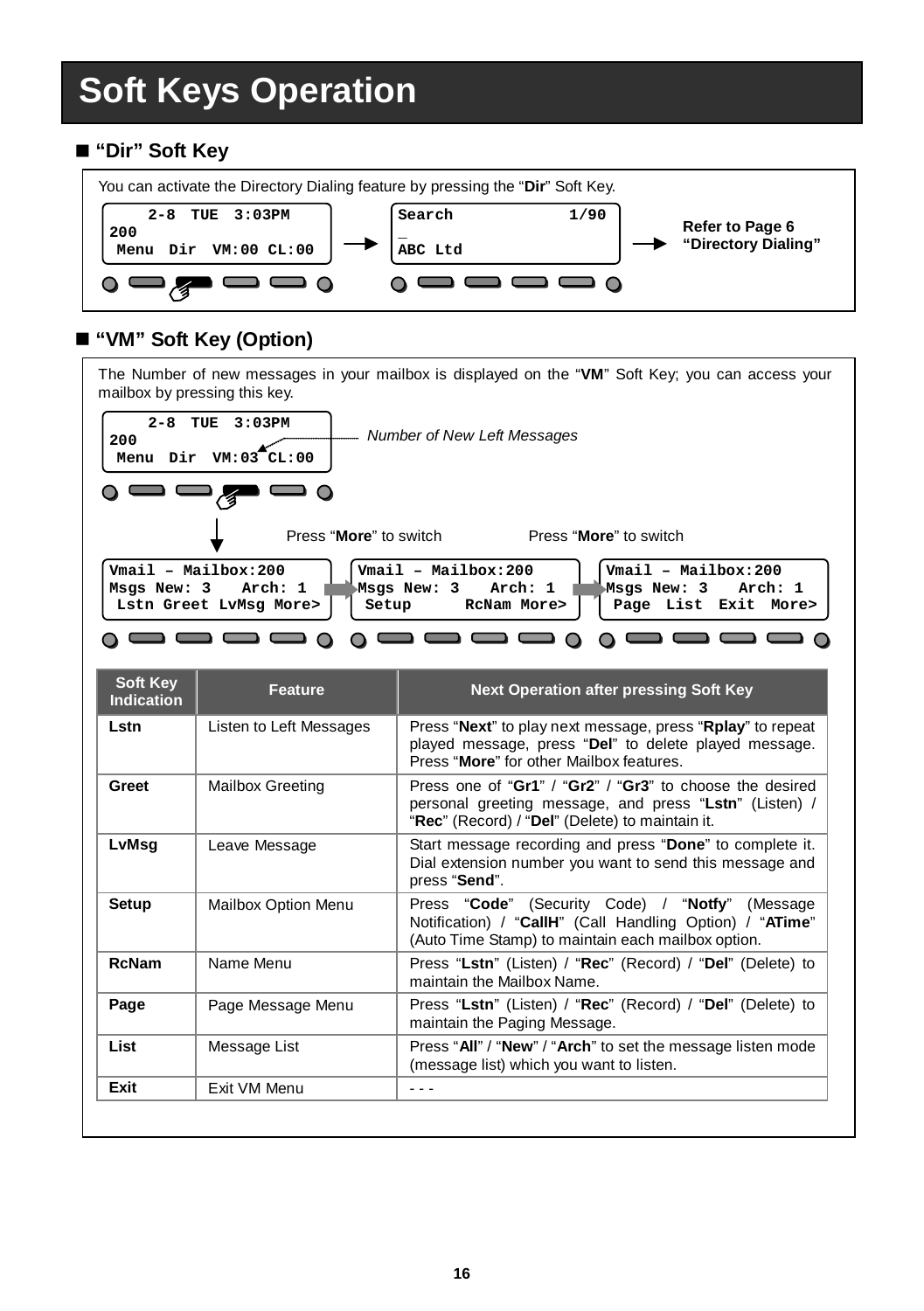# Soft Keys Operation

## ■ "Dir" Soft Key

You can activate the Directory Dialing feature by pressing the "**Dir**" Soft Key.

```
    2-8  TUE  3:03PM
200
 Menu  Dir  VM:00 CL:00
```

→

```
Search            1/90
_
ABC Ltd
```

→ **Refer to Page 6 "Directory Dialing"**

## ■ "VM" Soft Key (Option)

The Number of new messages in your mailbox is displayed on the "**VM**" Soft Key; you can access your mailbox by pressing this key.

```
    2-8  TUE  3:03PM
200
 Menu  Dir  VM:03 CL:00
```

*Number of New Left Messages*

Press "**More**" to switch　　　Press "**More**" to switch

```
Vmail – Mailbox:200
Msgs New: 3   Arch: 1
 Lstn Greet LvMsg More>
```

```
Vmail – Mailbox:200
Msgs New: 3   Arch: 1
 Setup      RcNam More>
```

```
Vmail – Mailbox:200
Msgs New: 3   Arch: 1
 Page  List  Exit  More>
```

| Soft Key Indication | Feature | Next Operation after pressing Soft Key |
|---|---|---|
| **Lstn** | Listen to Left Messages | Press "**Next**" to play next message, press "**Rplay**" to repeat played message, press "**Del**" to delete played message. Press "**More**" for other Mailbox features. |
| **Greet** | Mailbox Greeting | Press one of "**Gr1**" / "**Gr2**" / "**Gr3**" to choose the desired personal greeting message, and press "**Lstn**" (Listen) / "**Rec**" (Record) / "**Del**" (Delete) to maintain it. |
| **LvMsg** | Leave Message | Start message recording and press "**Done**" to complete it. Dial extension number you want to send this message and press "**Send**". |
| **Setup** | Mailbox Option Menu | Press "**Code**" (Security Code) / "**Notfy**" (Message Notification) / "**CallH**" (Call Handling Option) / "**ATime**" (Auto Time Stamp) to maintain each mailbox option. |
| **RcNam** | Name Menu | Press "**Lstn**" (Listen) / "**Rec**" (Record) / "**Del**" (Delete) to maintain the Mailbox Name. |
| **Page** | Page Message Menu | Press "**Lstn**" (Listen) / "**Rec**" (Record) / "**Del**" (Delete) to maintain the Paging Message. |
| **List** | Message List | Press "**All**" / "**New**" / "**Arch**" to set the message listen mode (message list) which you want to listen. |
| **Exit** | Exit VM Menu | - - - |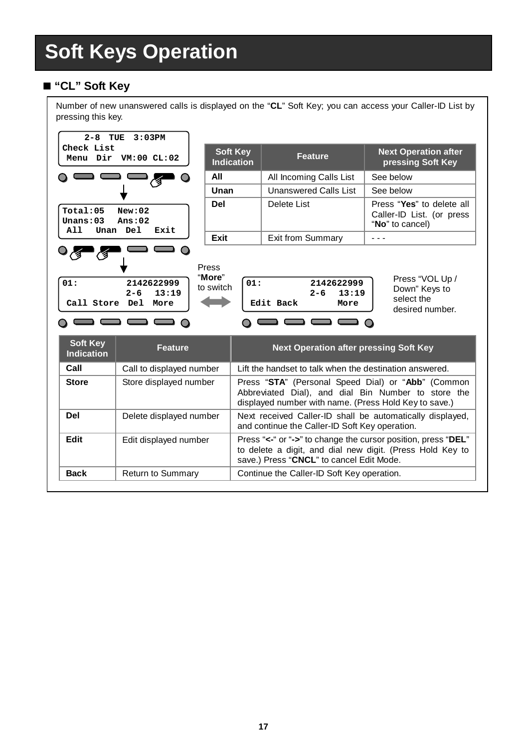# Soft Keys Operation

## ■ "CL" Soft Key

Number of new unanswered calls is displayed on the "**CL**" Soft Key; you can access your Caller-ID List by pressing this key.

```
   2-8  TUE  3:03PM
Check List
 Menu  Dir  VM:00 CL:02
```

```
Total:05   New:02
Unans:03   Ans:02
 All   Unan  Del   Exit
```

| Soft Key Indication | Feature | Next Operation after pressing Soft Key |
|---|---|---|
| **All** | All Incoming Calls List | See below |
| **Unan** | Unanswered Calls List | See below |
| **Del** | Delete List | Press "**Yes**" to delete all Caller-ID List. (or press "**No**" to cancel) |
| **Exit** | Exit from Summary | - - - |

```
01:          2142622999
             2-6   13:19
 Call Store  Del  More
```

Press "**More**" to switch

```
01:          2142622999
             2-6   13:19
 Edit Back        More
```

Press "VOL Up / Down" Keys to select the desired number.

| Soft Key Indication | Feature | Next Operation after pressing Soft Key |
|---|---|---|
| **Call** | Call to displayed number | Lift the handset to talk when the destination answered. |
| **Store** | Store displayed number | Press "**STA**" (Personal Speed Dial) or "**Abb**" (Common Abbreviated Dial), and dial Bin Number to store the displayed number with name. (Press Hold Key to save.) |
| **Del** | Delete displayed number | Next received Caller-ID shall be automatically displayed, and continue the Caller-ID Soft Key operation. |
| **Edit** | Edit displayed number | Press "**<-**" or "**->**" to change the cursor position, press "**DEL**" to delete a digit, and dial new digit. (Press Hold Key to save.) Press "**CNCL**" to cancel Edit Mode. |
| **Back** | Return to Summary | Continue the Caller-ID Soft Key operation. |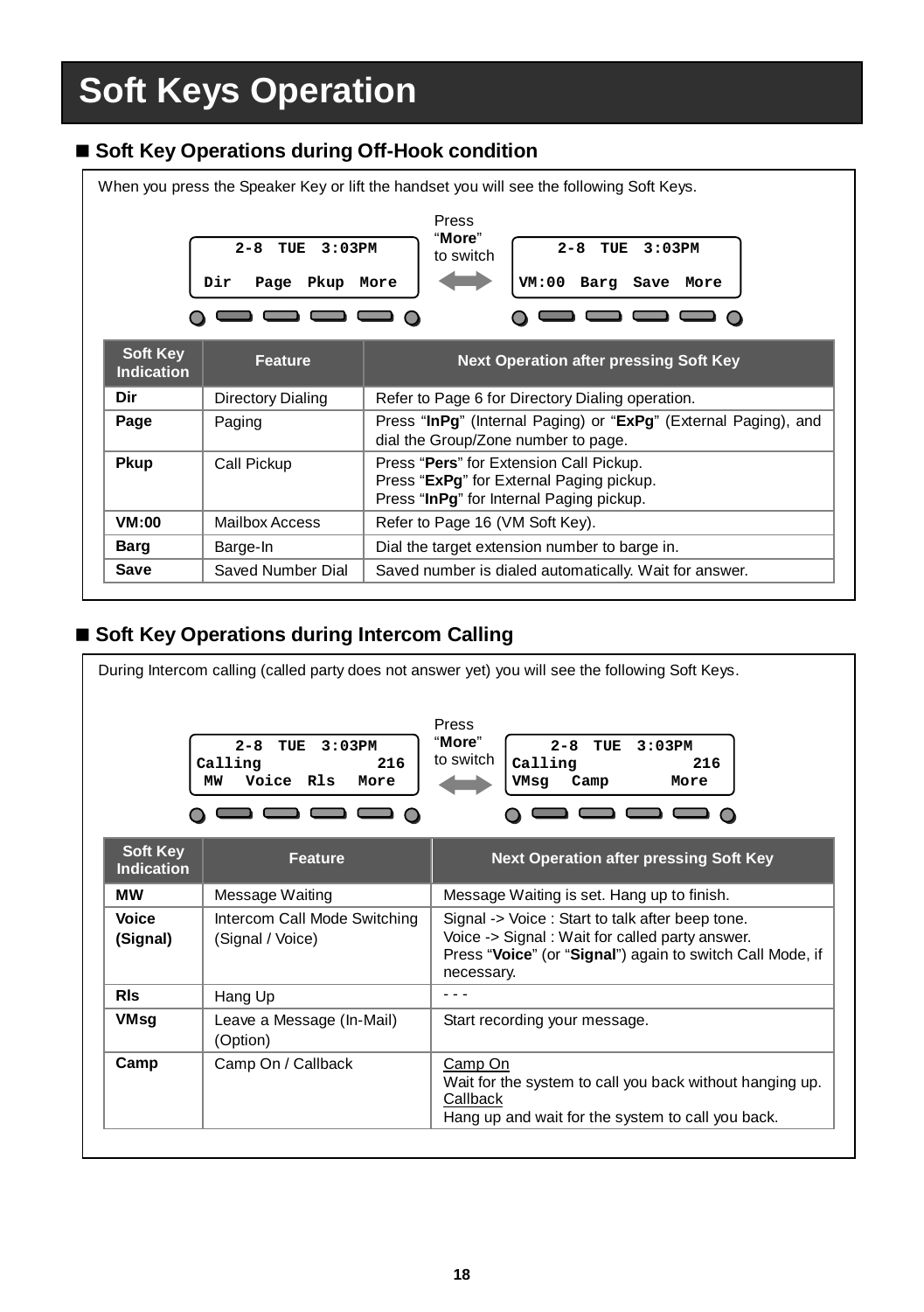# Soft Keys Operation

## ■ Soft Key Operations during Off-Hook condition

When you press the Speaker Key or lift the handset you will see the following Soft Keys.

```
   2-8  TUE  3:03PM                  2-8  TUE  3:03PM
 Dir   Page  Pkup  More            VM:00  Barg  Save  More
```

Press "**More**" to switch

| Soft Key Indication | Feature | Next Operation after pressing Soft Key |
|---|---|---|
| **Dir** | Directory Dialing | Refer to Page 6 for Directory Dialing operation. |
| **Page** | Paging | Press "**InPg**" (Internal Paging) or "**ExPg**" (External Paging), and dial the Group/Zone number to page. |
| **Pkup** | Call Pickup | Press "**Pers**" for Extension Call Pickup.<br>Press "**ExPg**" for External Paging pickup.<br>Press "**InPg**" for Internal Paging pickup. |
| **VM:00** | Mailbox Access | Refer to Page 16 (VM Soft Key). |
| **Barg** | Barge-In | Dial the target extension number to barge in. |
| **Save** | Saved Number Dial | Saved number is dialed automatically. Wait for answer. |

## ■ Soft Key Operations during Intercom Calling

During Intercom calling (called party does not answer yet) you will see the following Soft Keys.

```
   2-8  TUE  3:03PM                  2-8  TUE  3:03PM
 Calling          216            Calling          216
  MW   Voice  Rls   More          VMsg   Camp        More
```

Press "**More**" to switch

| Soft Key Indication | Feature | Next Operation after pressing Soft Key |
|---|---|---|
| **MW** | Message Waiting | Message Waiting is set. Hang up to finish. |
| **Voice (Signal)** | Intercom Call Mode Switching (Signal / Voice) | Signal -> Voice : Start to talk after beep tone.<br>Voice -> Signal : Wait for called party answer.<br>Press "**Voice**" (or "**Signal**") again to switch Call Mode, if necessary. |
| **Rls** | Hang Up | - - - |
| **VMsg** | Leave a Message (In-Mail) (Option) | Start recording your message. |
| **Camp** | Camp On / Callback | Camp On<br>Wait for the system to call you back without hanging up.<br>Callback<br>Hang up and wait for the system to call you back. |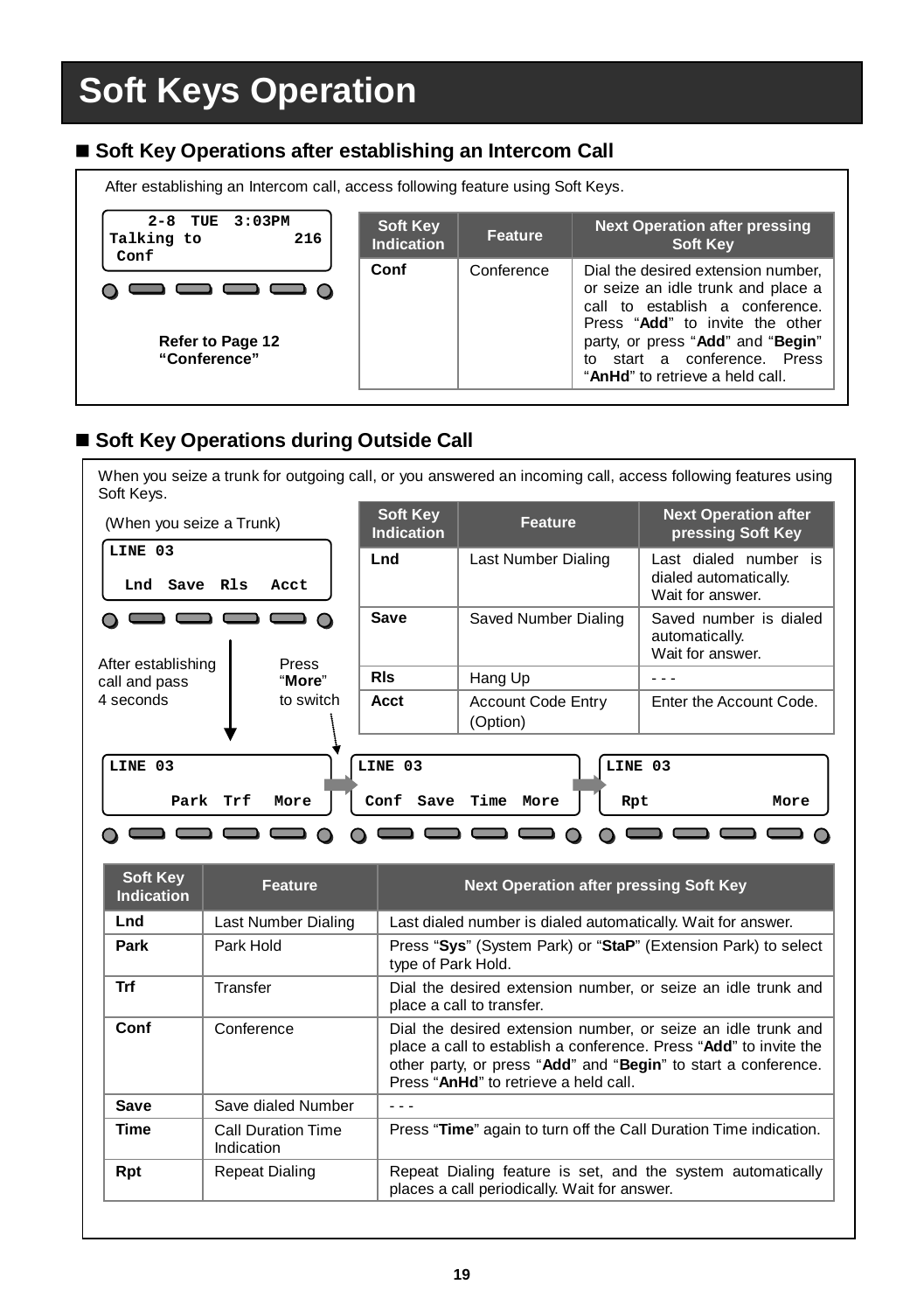# Soft Keys Operation

## ■ Soft Key Operations after establishing an Intercom Call

After establishing an Intercom call, access following feature using Soft Keys.

```
  2-8  TUE  3:03PM
Talking to        216
 Conf
```

**Refer to Page 12 "Conference"**

| Soft Key Indication | Feature | Next Operation after pressing Soft Key |
|---|---|---|
| **Conf** | Conference | Dial the desired extension number, or seize an idle trunk and place a call to establish a conference. Press "**Add**" to invite the other party, or press "**Add**" and "**Begin**" to start a conference. Press "**AnHd**" to retrieve a held call. |

## ■ Soft Key Operations during Outside Call

When you seize a trunk for outgoing call, or you answered an incoming call, access following features using Soft Keys.

(When you seize a Trunk)

```
LINE 03

  Lnd  Save  Rls   Acct
```

| Soft Key Indication | Feature | Next Operation after pressing Soft Key |
|---|---|---|
| **Lnd** | Last Number Dialing | Last dialed number is dialed automatically. Wait for answer. |
| **Save** | Saved Number Dialing | Saved number is dialed automatically. Wait for answer. |
| **Rls** | Hang Up | - - - |
| **Acct** | Account Code Entry (Option) | Enter the Account Code. |

After establishing call and pass 4 seconds

Press "**More**" to switch

```
LINE 03

      Park  Trf   More
```

```
LINE 03

Conf  Save  Time  More
```

```
LINE 03

 Rpt              More
```

| Soft Key Indication | Feature | Next Operation after pressing Soft Key |
|---|---|---|
| **Lnd** | Last Number Dialing | Last dialed number is dialed automatically. Wait for answer. |
| **Park** | Park Hold | Press "**Sys**" (System Park) or "**StaP**" (Extension Park) to select type of Park Hold. |
| **Trf** | Transfer | Dial the desired extension number, or seize an idle trunk and place a call to transfer. |
| **Conf** | Conference | Dial the desired extension number, or seize an idle trunk and place a call to establish a conference. Press "**Add**" to invite the other party, or press "**Add**" and "**Begin**" to start a conference. Press "**AnHd**" to retrieve a held call. |
| **Save** | Save dialed Number | - - - |
| **Time** | Call Duration Time Indication | Press "**Time**" again to turn off the Call Duration Time indication. |
| **Rpt** | Repeat Dialing | Repeat Dialing feature is set, and the system automatically places a call periodically. Wait for answer. |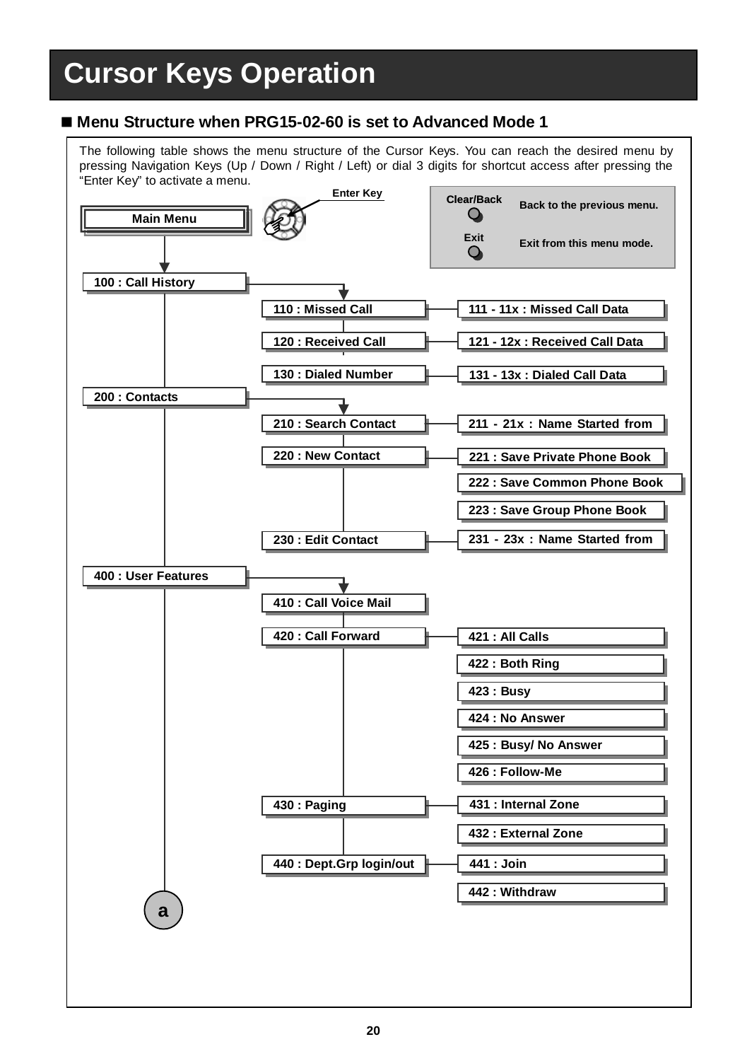# Cursor Keys Operation

## ■ Menu Structure when PRG15-02-60 is set to Advanced Mode 1

The following table shows the menu structure of the Cursor Keys. You can reach the desired menu by pressing Navigation Keys (Up / Down / Right / Left) or dial 3 digits for shortcut access after pressing the "Enter Key" to activate a menu.

**Enter Key**

| Key | Function |
|---|---|
| **Clear/Back** | **Back to the previous menu.** |
| **Exit** | **Exit from this menu mode.** |

**Main Menu**

- **100 : Call History**
  - **110 : Missed Call**
    - **111 - 11x : Missed Call Data**
  - **120 : Received Call**
    - **121 - 12x : Received Call Data**
  - **130 : Dialed Number**
    - **131 - 13x : Dialed Call Data**
- **200 : Contacts**
  - **210 : Search Contact**
    - **211 - 21x : Name Started from**
  - **220 : New Contact**
    - **221 : Save Private Phone Book**
    - **222 : Save Common Phone Book**
    - **223 : Save Group Phone Book**
  - **230 : Edit Contact**
    - **231 - 23x : Name Started from**
- **400 : User Features**
  - **410 : Call Voice Mail**
  - **420 : Call Forward**
    - **421 : All Calls**
    - **422 : Both Ring**
    - **423 : Busy**
    - **424 : No Answer**
    - **425 : Busy/ No Answer**
    - **426 : Follow-Me**
  - **430 : Paging**
    - **431 : Internal Zone**
    - **432 : External Zone**
  - **440 : Dept.Grp login/out**
    - **441 : Join**
    - **442 : Withdraw**
- **a**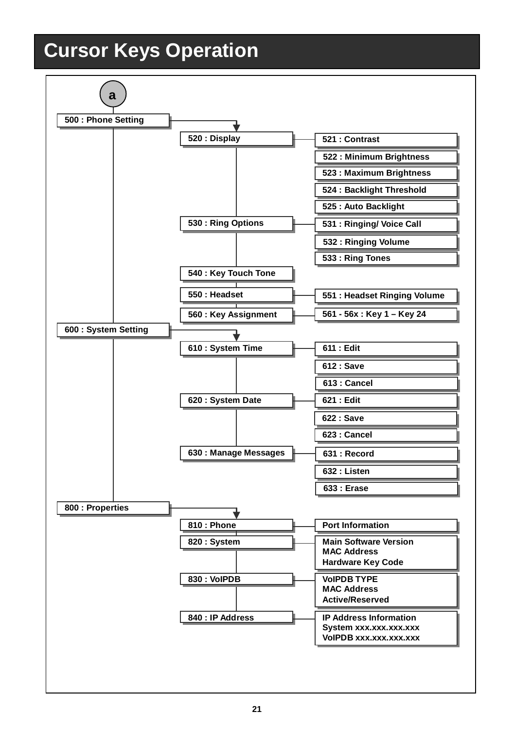# Cursor Keys Operation

a

- **500 : Phone Setting**
  - 520 : Display
    - 521 : Contrast
    - 522 : Minimum Brightness
    - 523 : Maximum Brightness
    - 524 : Backlight Threshold
    - 525 : Auto Backlight
  - 530 : Ring Options
    - 531 : Ringing/ Voice Call
    - 532 : Ringing Volume
    - 533 : Ring Tones
  - 540 : Key Touch Tone
  - 550 : Headset
    - 551 : Headset Ringing Volume
  - 560 : Key Assignment
    - 561 - 56x : Key 1 – Key 24
- **600 : System Setting**
  - 610 : System Time
    - 611 : Edit
    - 612 : Save
    - 613 : Cancel
  - 620 : System Date
    - 621 : Edit
    - 622 : Save
    - 623 : Cancel
  - 630 : Manage Messages
    - 631 : Record
    - 632 : Listen
    - 633 : Erase
- **800 : Properties**
  - 810 : Phone
    - Port Information
  - 820 : System
    - Main Software Version
    - MAC Address
    - Hardware Key Code
  - 830 : VoIPDB
    - VoIPDB TYPE
    - MAC Address
    - Active/Reserved
  - 840 : IP Address
    - IP Address Information
    - System xxx.xxx.xxx.xxx
    - VoIPDB xxx.xxx.xxx.xxx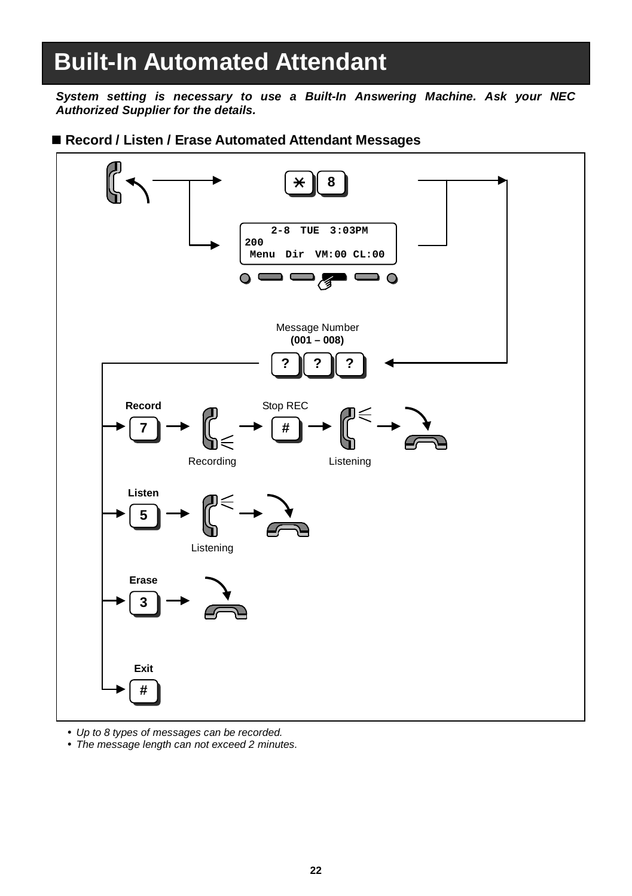# Built-In Automated Attendant

***System setting is necessary to use a Built-In Answering Machine. Ask your NEC Authorized Supplier for the details.***

## ■ Record / Listen / Erase Automated Attendant Messages

```
    2-8  TUE  3:03PM
200
 Menu  Dir  VM:00 CL:00
```

* 8

Message Number
**(001 – 008)**

? ? ?

**Record**
7 → Recording → Stop REC # → Listening →

**Listen**
5 → Listening →

**Erase**
3 →

**Exit**
#

- *Up to 8 types of messages can be recorded.*
- *The message length can not exceed 2 minutes.*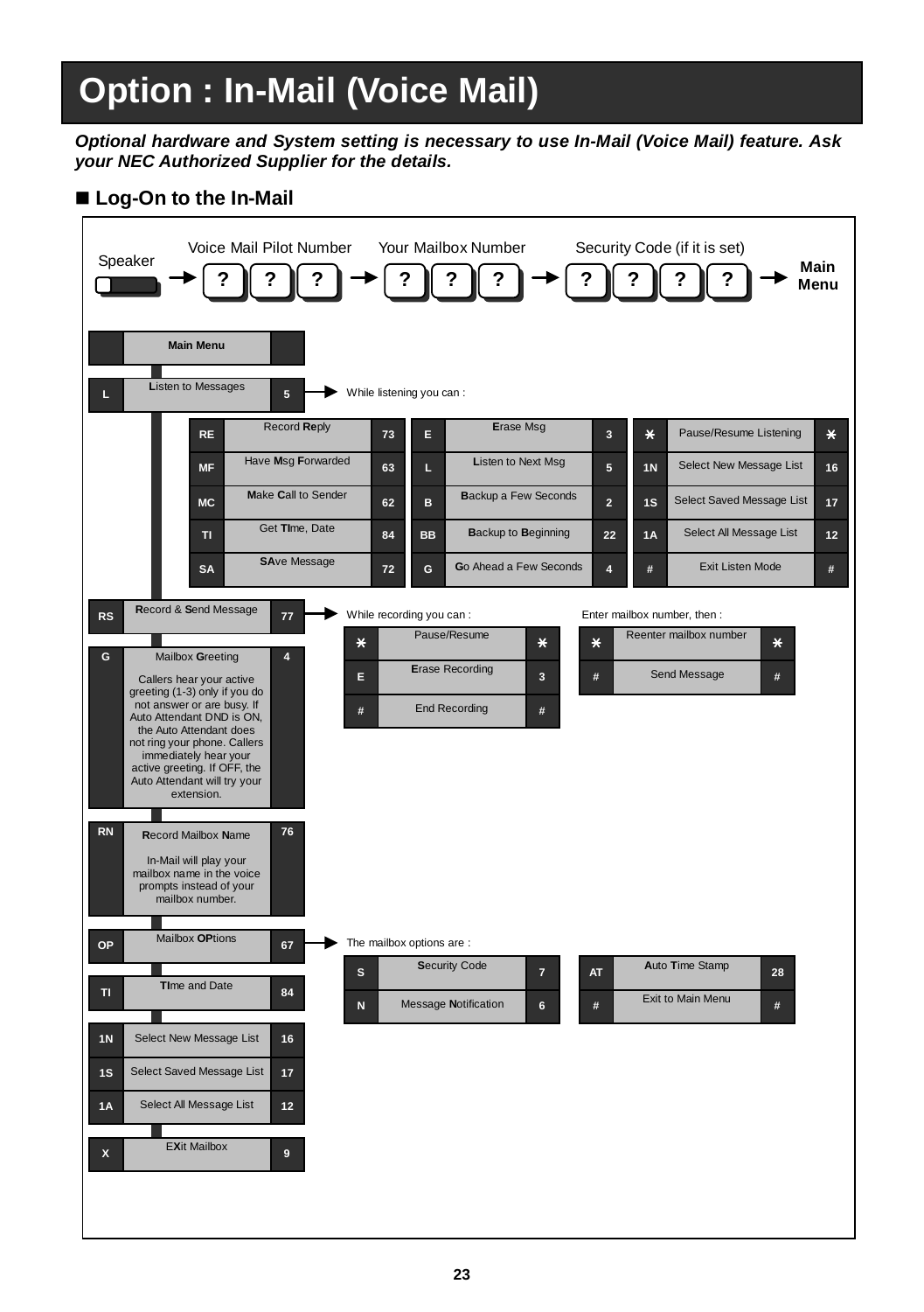# Option : In-Mail (Voice Mail)

***Optional hardware and System setting is necessary to use In-Mail (Voice Mail) feature. Ask your NEC Authorized Supplier for the details.***

## ■ Log-On to the In-Mail

Speaker → Voice Mail Pilot Number [?][?][?] → Your Mailbox Number [?][?][?] → Security Code (if it is set) [?][?][?][?] → **Main Menu**

| | **Main Menu** | |
|---|---|---|
| L | **L**isten to Messages | 5 |
| RS | **R**ecord & **S**end Message | 77 |
| G | Mailbox **G**reeting<br><br>Callers hear your active greeting (1-3) only if you do not answer or are busy. If Auto Attendant DND is ON, the Auto Attendant does not ring your phone. Callers immediately hear your active greeting. If OFF, the Auto Attendant will try your extension. | 4 |
| RN | **R**ecord Mailbox **N**ame<br><br>In-Mail will play your mailbox name in the voice prompts instead of your mailbox number. | 76 |
| OP | Mailbox **OP**tions | 67 |
| TI | **TI**me and Date | 84 |
| 1N | Select New Message List | 16 |
| 1S | Select Saved Message List | 17 |
| 1A | Select All Message List | 12 |
| X | **EX**it Mailbox | 9 |

**Listen to Messages (5) →** While listening you can :

| | | | | | | | | |
|---|---|---|---|---|---|---|---|---|
| RE | Record **Re**ply | 73 | E | **E**rase Msg | 3 | * | Pause/Resume Listening | * |
| MF | Have **M**sg **F**orwarded | 63 | L | **L**isten to Next Msg | 5 | 1N | Select New Message List | 16 |
| MC | **M**ake **C**all to Sender | 62 | B | **B**ackup a Few Seconds | 2 | 1S | Select Saved Message List | 17 |
| TI | Get **TI**me, Date | 84 | BB | **B**ackup to **B**eginning | 22 | 1A | Select All Message List | 12 |
| SA | **SA**ve Message | 72 | G | **G**o Ahead a Few Seconds | 4 | # | Exit Listen Mode | # |

**Record & Send Message (77) →** While recording you can :

| | | |
|---|---|---|
| * | Pause/Resume | * |
| E | **E**rase Recording | 3 |
| # | End Recording | # |

Enter mailbox number, then :

| | | |
|---|---|---|
| * | Reenter mailbox number | * |
| # | Send Message | # |

**Mailbox Options (67) →** The mailbox options are :

| | | |
|---|---|---|
| S | **S**ecurity Code | 7 |
| N | Message **N**otification | 6 |

| | | |
|---|---|---|
| AT | **A**uto **T**ime Stamp | 28 |
| # | Exit to Main Menu | # |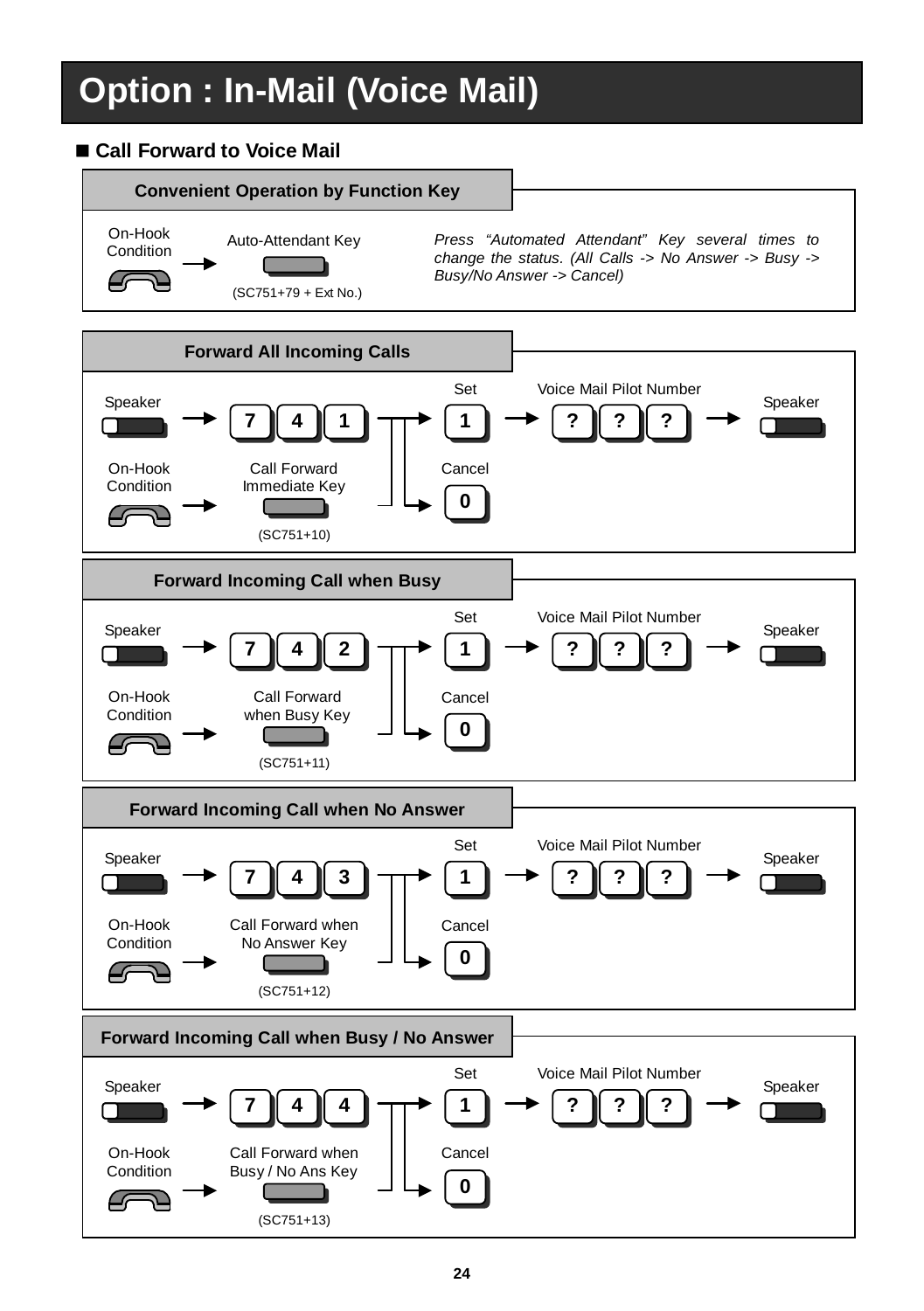# Option : In-Mail (Voice Mail)

## ■ Call Forward to Voice Mail

### Convenient Operation by Function Key

On-Hook Condition → Auto-Attendant Key (SC751+79 + Ext No.)

*Press “Automated Attendant” Key several times to change the status. (All Calls -> No Answer -> Busy -> Busy/No Answer -> Cancel)*

### Forward All Incoming Calls

Speaker → **7** **4** **1** → Set **1** → Voice Mail Pilot Number **?** **?** **?** → Speaker

On-Hook Condition → Call Forward Immediate Key (SC751+10) → Cancel **0**

### Forward Incoming Call when Busy

Speaker → **7** **4** **2** → Set **1** → Voice Mail Pilot Number **?** **?** **?** → Speaker

On-Hook Condition → Call Forward when Busy Key (SC751+11) → Cancel **0**

### Forward Incoming Call when No Answer

Speaker → **7** **4** **3** → Set **1** → Voice Mail Pilot Number **?** **?** **?** → Speaker

On-Hook Condition → Call Forward when No Answer Key (SC751+12) → Cancel **0**

### Forward Incoming Call when Busy / No Answer

Speaker → **7** **4** **4** → Set **1** → Voice Mail Pilot Number **?** **?** **?** → Speaker

On-Hook Condition → Call Forward when Busy / No Ans Key (SC751+13) → Cancel **0**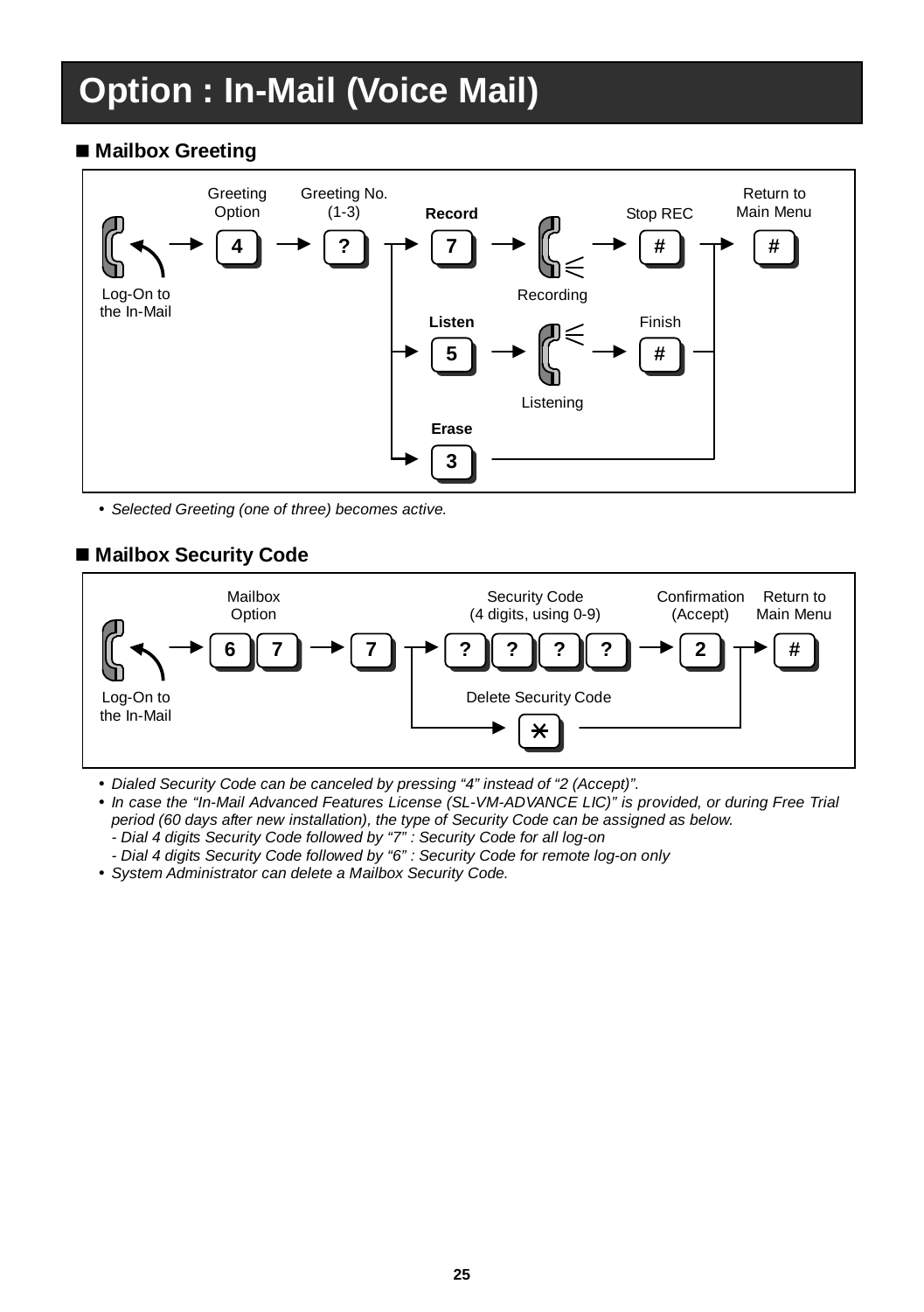# Option : In-Mail (Voice Mail)

## ■ Mailbox Greeting

Log-On to the In-Mail → **4** (Greeting Option) → **?** (Greeting No. (1-3)) →

- **Record**: **7** → Recording → **#** (Stop REC) → **#** (Return to Main Menu)
- **Listen**: **5** → Listening → **#** (Finish) → **#** (Return to Main Menu)
- **Erase**: **3** → **#** (Return to Main Menu)

- *Selected Greeting (one of three) becomes active.*

## ■ Mailbox Security Code

Log-On to the In-Mail → **6** **7** (Mailbox Option) → **7** →

- **?** **?** **?** **?** (Security Code (4 digits, using 0-9)) → **2** (Confirmation (Accept)) → **#** (Return to Main Menu)
- **\*** (Delete Security Code) → **#** (Return to Main Menu)

- *Dialed Security Code can be canceled by pressing “4” instead of “2 (Accept)”.*
- *In case the “In-Mail Advanced Features License (SL-VM-ADVANCE LIC)” is provided, or during Free Trial period (60 days after new installation), the type of Security Code can be assigned as below.*
  - *Dial 4 digits Security Code followed by “7” : Security Code for all log-on*
  - *Dial 4 digits Security Code followed by “6” : Security Code for remote log-on only*
- *System Administrator can delete a Mailbox Security Code.*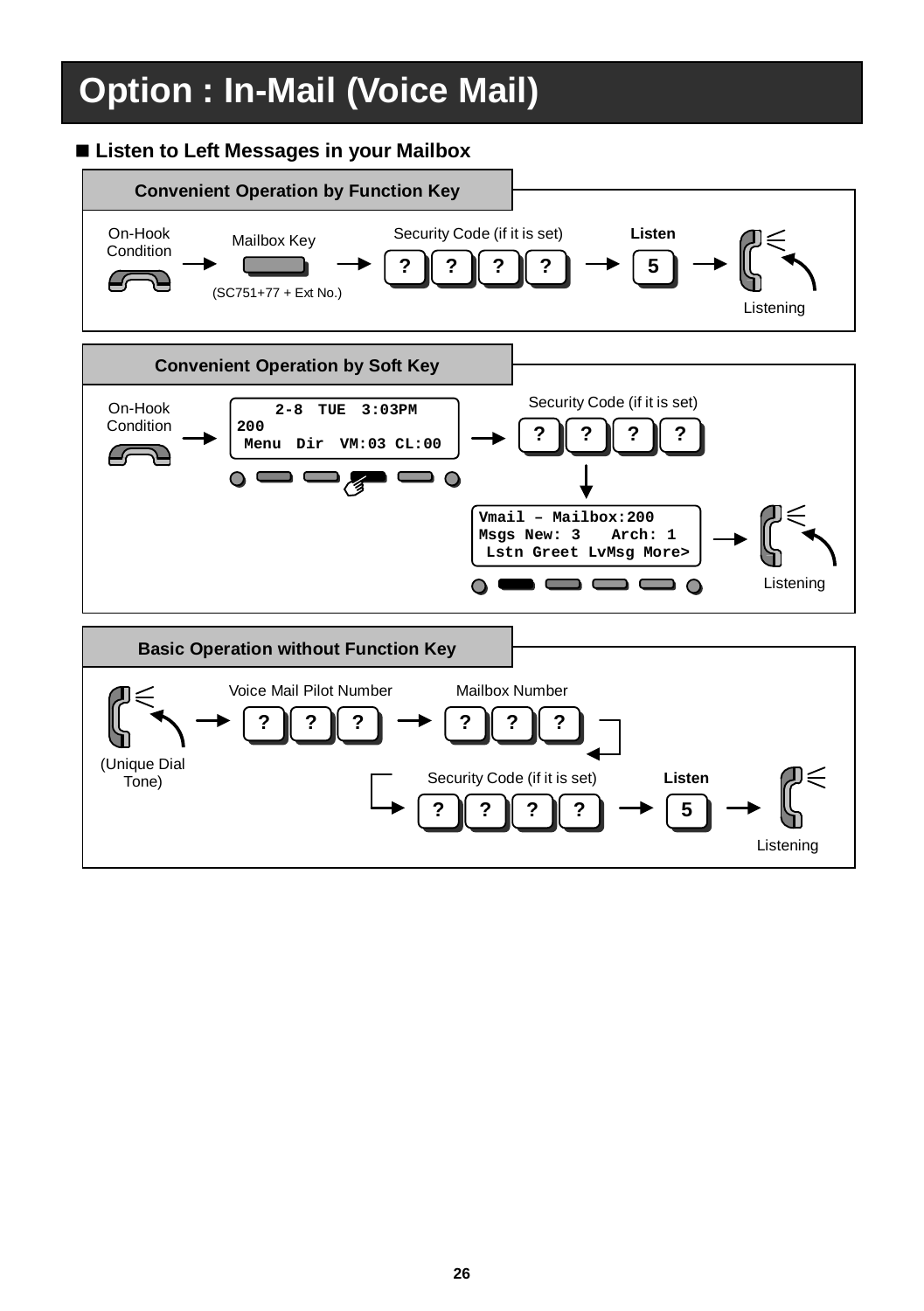# Option : In-Mail (Voice Mail)

## ■ Listen to Left Messages in your Mailbox

### Convenient Operation by Function Key

On-Hook Condition → Mailbox Key (SC751+77 + Ext No.) → Security Code (if it is set) ? ? ? ? → **Listen** 5 → Listening

### Convenient Operation by Soft Key

On-Hook Condition →

```
    2-8  TUE  3:03PM
200
 Menu  Dir  VM:03 CL:00
```

→ Security Code (if it is set) ? ? ? ?

```
Vmail – Mailbox:200
Msgs New: 3    Arch: 1
 Lstn Greet LvMsg More>
```

→ Listening

### Basic Operation without Function Key

(Unique Dial Tone) → Voice Mail Pilot Number ? ? ? → Mailbox Number ? ? ? → Security Code (if it is set) ? ? ? ? → **Listen** 5 → Listening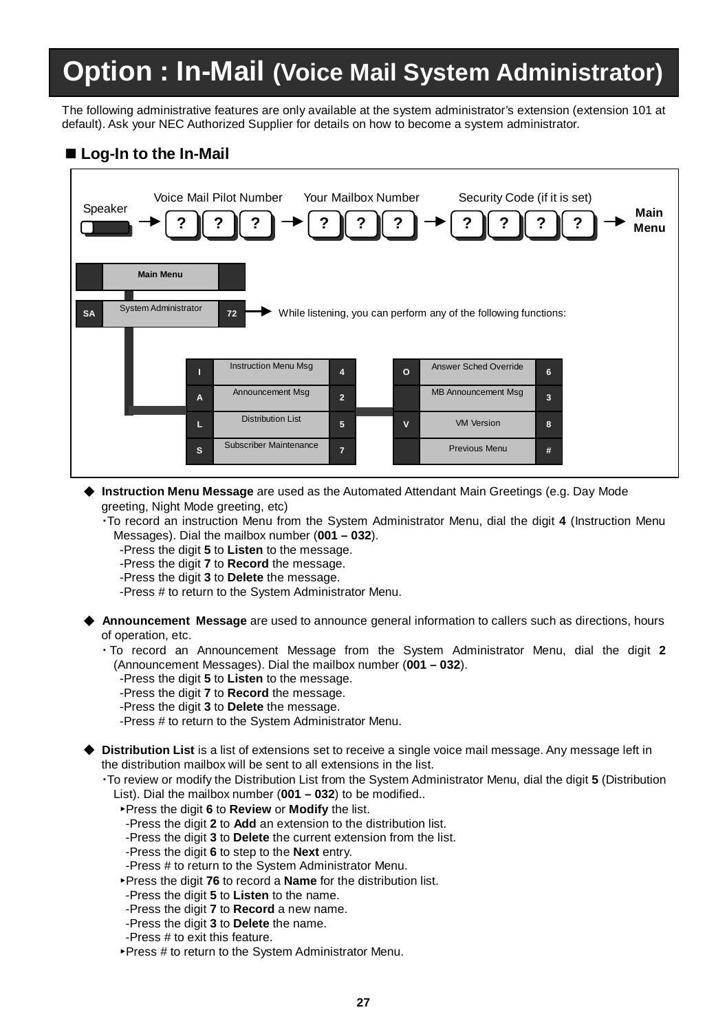# Option : In-Mail (Voice Mail System Administrator)

The following administrative features are only available at the system administrator's extension (extension 101 at default). Ask your NEC Authorized Supplier for details on how to become a system administrator.

## ■ Log-In to the In-Mail

Speaker → Voice Mail Pilot Number [?] [?] [?] → Your Mailbox Number [?] [?] [?] → Security Code (if it is set) [?] [?] [?] [?] → **Main Menu**

| | Main Menu | |
|---|---|---|
| SA | System Administrator | 72 |

While listening, you can perform any of the following functions:

| | | | | | |
|---|---|---|---|---|---|
| I | Instruction Menu Msg | 4 | O | Answer Sched Override | 6 |
| A | Announcement Msg | 2 | | MB Announcement Msg | 3 |
| L | Distribution List | 5 | V | VM Version | 8 |
| S | Subscriber Maintenance | 7 | | Previous Menu | # |

- **Instruction Menu Message** are used as the Automated Attendant Main Greetings (e.g. Day Mode greeting, Night Mode greeting, etc)
  - ・To record an instruction Menu from the System Administrator Menu, dial the digit **4** (Instruction Menu Messages). Dial the mailbox number (**001 – 032**).
    - -Press the digit **5** to **Listen** to the message.
    - -Press the digit **7** to **Record** the message.
    - -Press the digit **3** to **Delete** the message.
    - -Press # to return to the System Administrator Menu.

- **Announcement Message** are used to announce general information to callers such as directions, hours of operation, etc.
  - ・To record an Announcement Message from the System Administrator Menu, dial the digit **2** (Announcement Messages). Dial the mailbox number (**001 – 032**).
    - -Press the digit **5** to **Listen** to the message.
    - -Press the digit **7** to **Record** the message.
    - -Press the digit **3** to **Delete** the message.
    - -Press # to return to the System Administrator Menu.

- **Distribution List** is a list of extensions set to receive a single voice mail message. Any message left in the distribution mailbox will be sent to all extensions in the list.
  - ・To review or modify the Distribution List from the System Administrator Menu, dial the digit **5** (Distribution List). Dial the mailbox number (**001 – 032**) to be modified..
    - ▸Press the digit **6** to **Review** or **Modify** the list.
      - -Press the digit **2** to **Add** an extension to the distribution list.
      - -Press the digit **3** to **Delete** the current extension from the list.
      - -Press the digit **6** to step to the **Next** entry.
      - -Press # to return to the System Administrator Menu.
    - ▸Press the digit **76** to record a **Name** for the distribution list.
      - -Press the digit **5** to **Listen** to the name.
      - -Press the digit **7** to **Record** a new name.
      - -Press the digit **3** to **Delete** the name.
      - -Press # to exit this feature.
    - ▸Press # to return to the System Administrator Menu.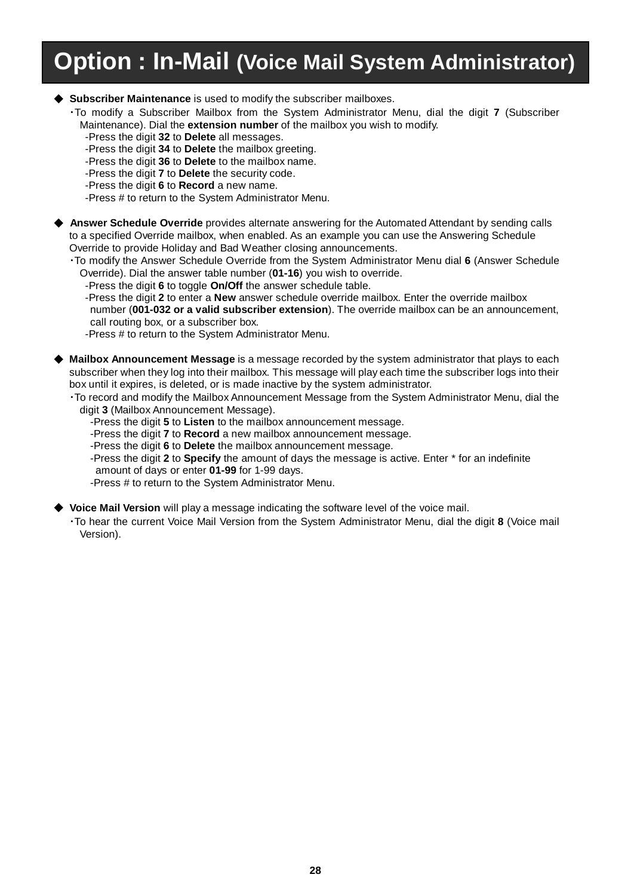# Option : In-Mail (Voice Mail System Administrator)

- **Subscriber Maintenance** is used to modify the subscriber mailboxes.
  - ・To modify a Subscriber Mailbox from the System Administrator Menu, dial the digit **7** (Subscriber Maintenance). Dial the **extension number** of the mailbox you wish to modify.
    - -Press the digit **32** to **Delete** all messages.
    - -Press the digit **34** to **Delete** the mailbox greeting.
    - -Press the digit **36** to **Delete** to the mailbox name.
    - -Press the digit **7** to **Delete** the security code.
    - -Press the digit **6** to **Record** a new name.
    - -Press # to return to the System Administrator Menu.

- **Answer Schedule Override** provides alternate answering for the Automated Attendant by sending calls to a specified Override mailbox, when enabled. As an example you can use the Answering Schedule Override to provide Holiday and Bad Weather closing announcements.
  - ・To modify the Answer Schedule Override from the System Administrator Menu dial **6** (Answer Schedule Override). Dial the answer table number (**01-16**) you wish to override.
    - -Press the digit **6** to toggle **On/Off** the answer schedule table.
    - -Press the digit **2** to enter a **New** answer schedule override mailbox. Enter the override mailbox number (**001-032 or a valid subscriber extension**). The override mailbox can be an announcement, call routing box, or a subscriber box.
    - -Press # to return to the System Administrator Menu.

- **Mailbox Announcement Message** is a message recorded by the system administrator that plays to each subscriber when they log into their mailbox. This message will play each time the subscriber logs into their box until it expires, is deleted, or is made inactive by the system administrator.
  - ・To record and modify the Mailbox Announcement Message from the System Administrator Menu, dial the digit **3** (Mailbox Announcement Message).
    - -Press the digit **5** to **Listen** to the mailbox announcement message.
    - -Press the digit **7** to **Record** a new mailbox announcement message.
    - -Press the digit **6** to **Delete** the mailbox announcement message.
    - -Press the digit **2** to **Specify** the amount of days the message is active. Enter * for an indefinite amount of days or enter **01-99** for 1-99 days.
    - -Press # to return to the System Administrator Menu.

- **Voice Mail Version** will play a message indicating the software level of the voice mail.
  - ・To hear the current Voice Mail Version from the System Administrator Menu, dial the digit **8** (Voice mail Version).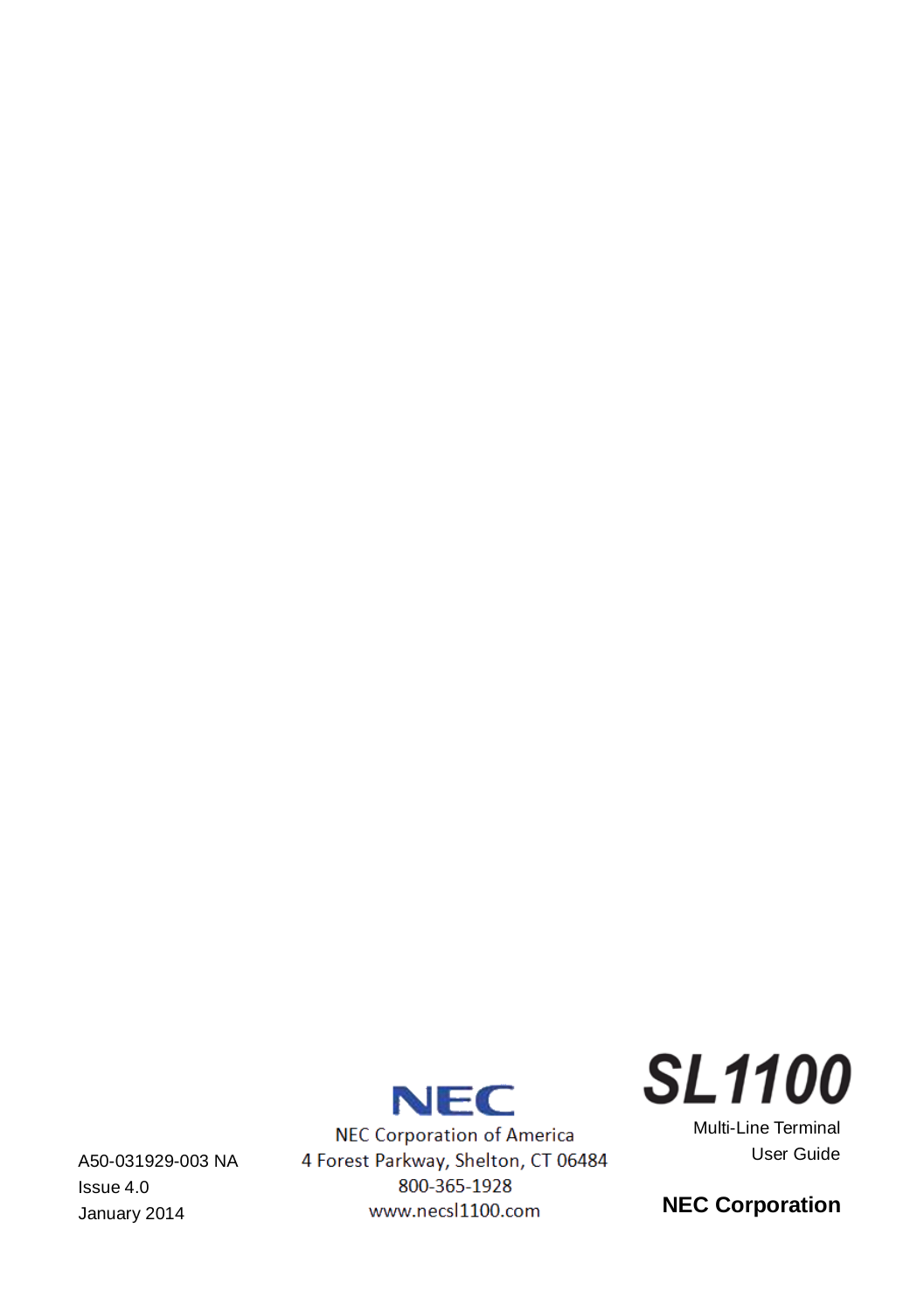A50-031929-003 NA
Issue 4.0
January 2014

NEC

NEC Corporation of America
4 Forest Parkway, Shelton, CT 06484
800-365-1928
www.necsl1100.com

**SL1100**

Multi-Line Terminal
User Guide

**NEC Corporation**